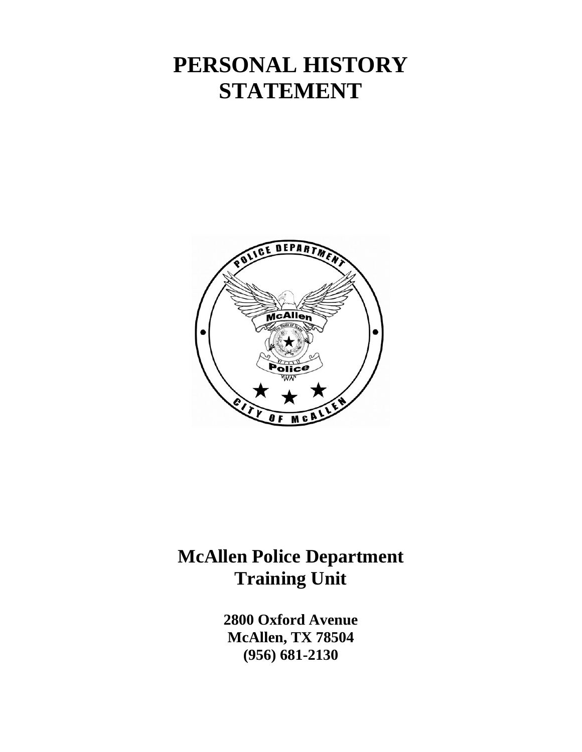# PERSONAL HISTORY STATEMENT

## McAllen Police Department Training Unit

**2800 Oxford Avenue**
**McAllen, TX 78504**
**(956) 681-2130**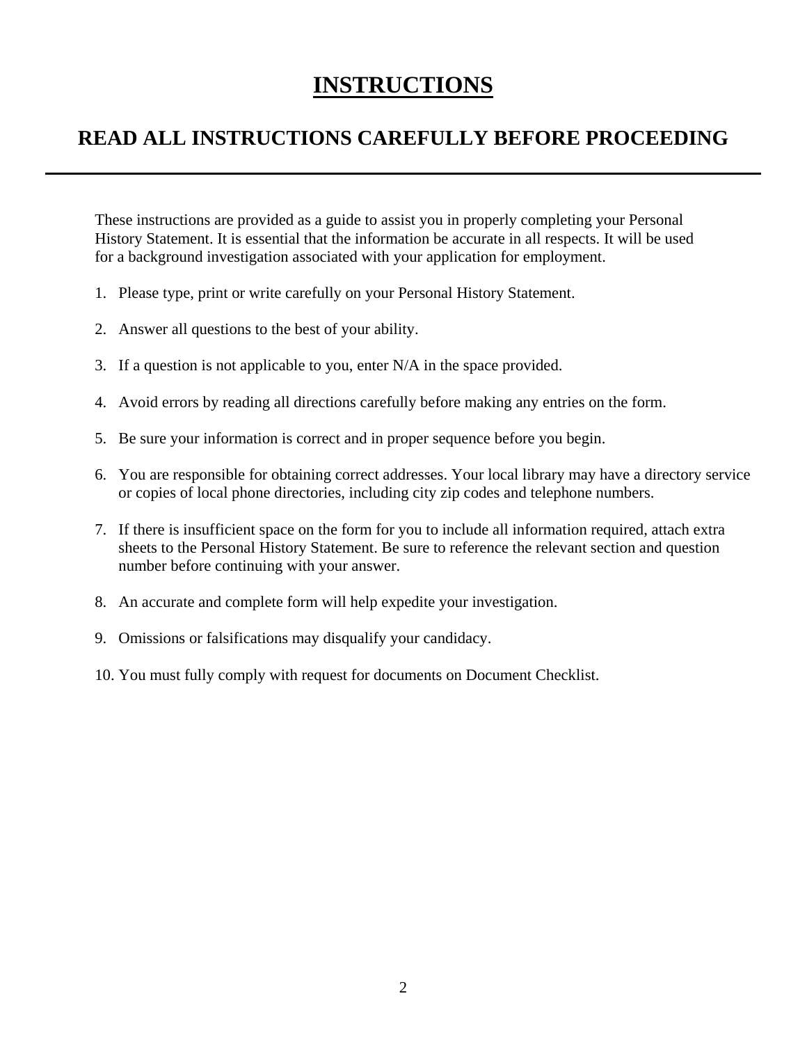# INSTRUCTIONS

## READ ALL INSTRUCTIONS CAREFULLY BEFORE PROCEEDING

---

These instructions are provided as a guide to assist you in properly completing your Personal History Statement. It is essential that the information be accurate in all respects. It will be used for a background investigation associated with your application for employment.

1. Please type, print or write carefully on your Personal History Statement.

2. Answer all questions to the best of your ability.

3. If a question is not applicable to you, enter N/A in the space provided.

4. Avoid errors by reading all directions carefully before making any entries on the form.

5. Be sure your information is correct and in proper sequence before you begin.

6. You are responsible for obtaining correct addresses. Your local library may have a directory service or copies of local phone directories, including city zip codes and telephone numbers.

7. If there is insufficient space on the form for you to include all information required, attach extra sheets to the Personal History Statement. Be sure to reference the relevant section and question number before continuing with your answer.

8. An accurate and complete form will help expedite your investigation.

9. Omissions or falsifications may disqualify your candidacy.

10. You must fully comply with request for documents on Document Checklist.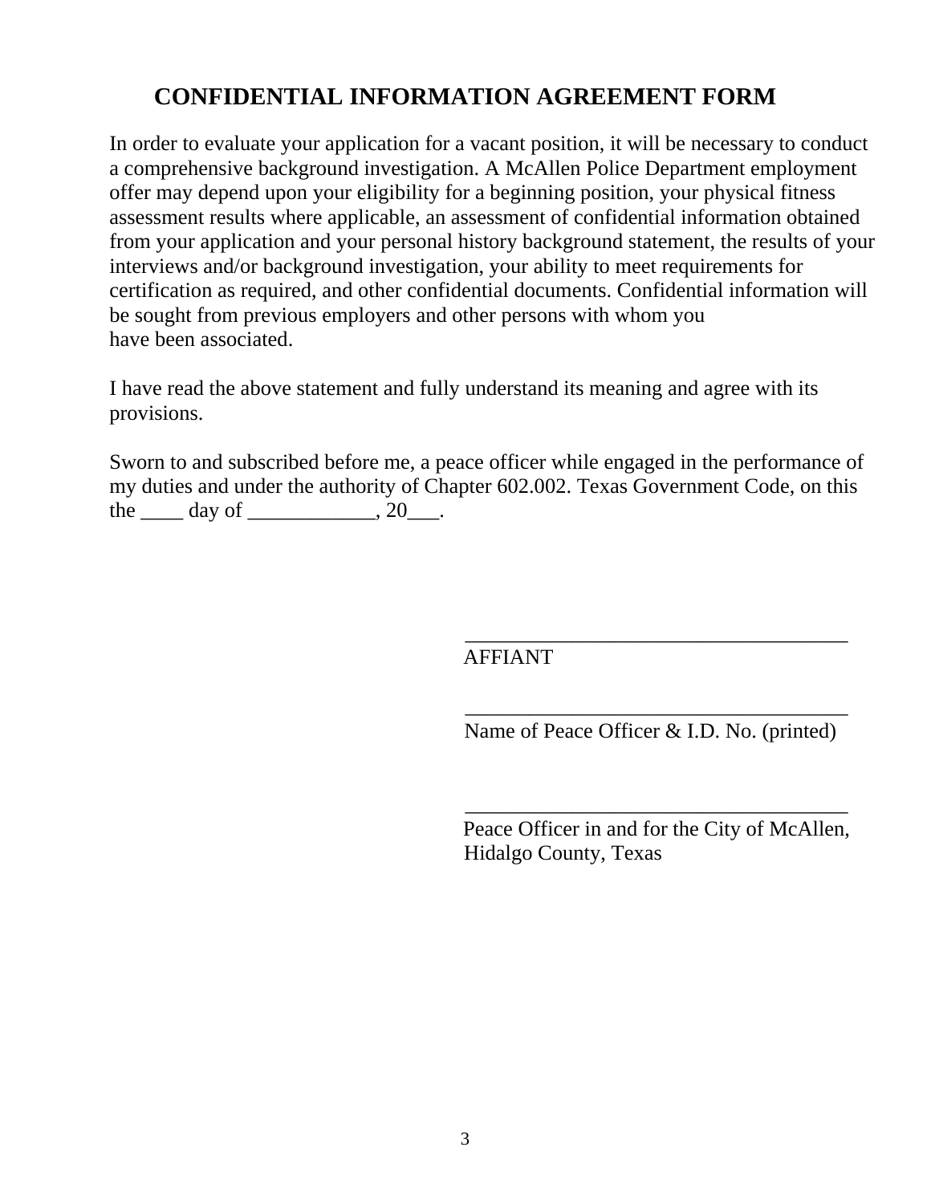# CONFIDENTIAL INFORMATION AGREEMENT FORM

In order to evaluate your application for a vacant position, it will be necessary to conduct a comprehensive background investigation. A McAllen Police Department employment offer may depend upon your eligibility for a beginning position, your physical fitness assessment results where applicable, an assessment of confidential information obtained from your application and your personal history background statement, the results of your interviews and/or background investigation, your ability to meet requirements for certification as required, and other confidential documents. Confidential information will be sought from previous employers and other persons with whom you have been associated.

I have read the above statement and fully understand its meaning and agree with its provisions.

Sworn to and subscribed before me, a peace officer while engaged in the performance of my duties and under the authority of Chapter 602.002. Texas Government Code, on this the ____ day of ____________, 20___.

_____________________________________
AFFIANT

_____________________________________
Name of Peace Officer & I.D. No. (printed)

_____________________________________
Peace Officer in and for the City of McAllen, Hidalgo County, Texas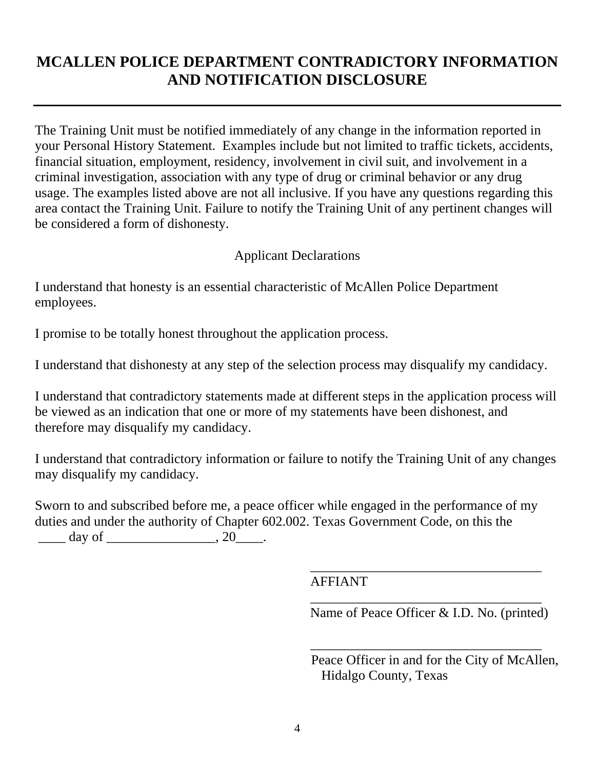# MCALLEN POLICE DEPARTMENT CONTRADICTORY INFORMATION AND NOTIFICATION DISCLOSURE

---

The Training Unit must be notified immediately of any change in the information reported in your Personal History Statement. Examples include but not limited to traffic tickets, accidents, financial situation, employment, residency, involvement in civil suit, and involvement in a criminal investigation, association with any type of drug or criminal behavior or any drug usage. The examples listed above are not all inclusive. If you have any questions regarding this area contact the Training Unit. Failure to notify the Training Unit of any pertinent changes will be considered a form of dishonesty.

Applicant Declarations

I understand that honesty is an essential characteristic of McAllen Police Department employees.

I promise to be totally honest throughout the application process.

I understand that dishonesty at any step of the selection process may disqualify my candidacy.

I understand that contradictory statements made at different steps in the application process will be viewed as an indication that one or more of my statements have been dishonest, and therefore may disqualify my candidacy.

I understand that contradictory information or failure to notify the Training Unit of any changes may disqualify my candidacy.

Sworn to and subscribed before me, a peace officer while engaged in the performance of my duties and under the authority of Chapter 602.002. Texas Government Code, on this the ____ day of ________________, 20____.

___________________________________
AFFIANT

___________________________________
Name of Peace Officer & I.D. No. (printed)

___________________________________
Peace Officer in and for the City of McAllen, Hidalgo County, Texas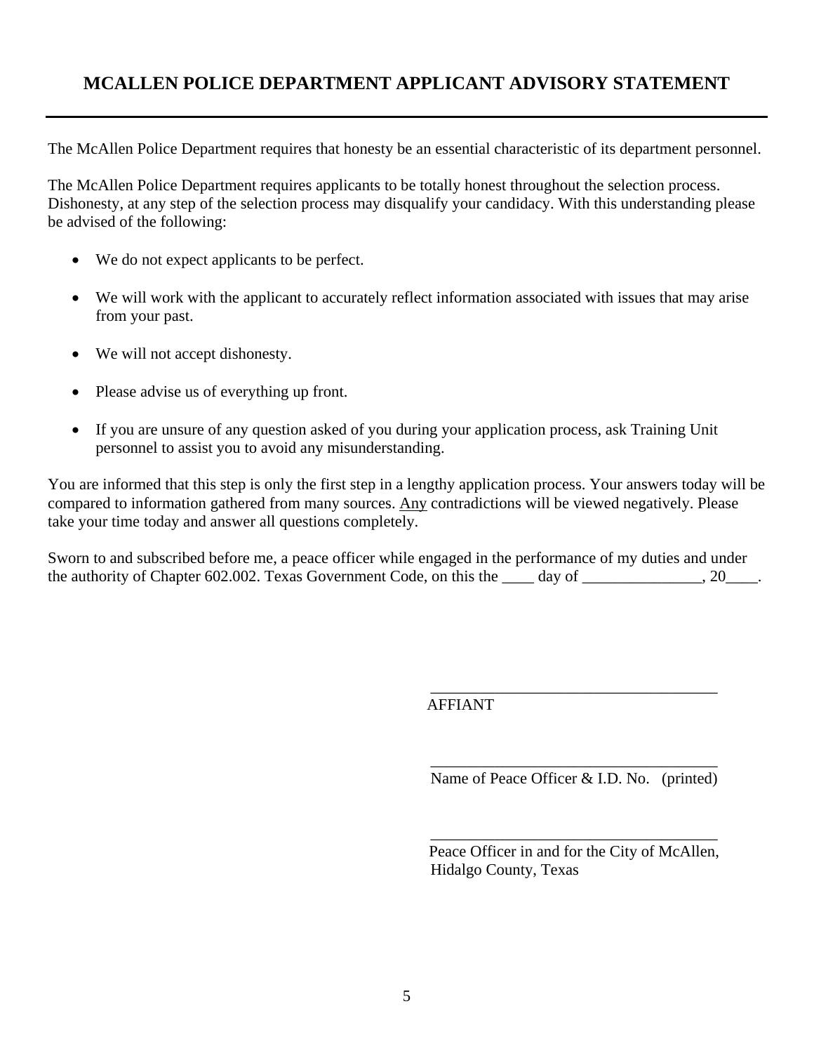# MCALLEN POLICE DEPARTMENT APPLICANT ADVISORY STATEMENT

---

The McAllen Police Department requires that honesty be an essential characteristic of its department personnel.

The McAllen Police Department requires applicants to be totally honest throughout the selection process. Dishonesty, at any step of the selection process may disqualify your candidacy. With this understanding please be advised of the following:

- We do not expect applicants to be perfect.
- We will work with the applicant to accurately reflect information associated with issues that may arise from your past.
- We will not accept dishonesty.
- Please advise us of everything up front.
- If you are unsure of any question asked of you during your application process, ask Training Unit personnel to assist you to avoid any misunderstanding.

You are informed that this step is only the first step in a lengthy application process. Your answers today will be compared to information gathered from many sources. <u>Any</u> contradictions will be viewed negatively. Please take your time today and answer all questions completely.

Sworn to and subscribed before me, a peace officer while engaged in the performance of my duties and under the authority of Chapter 602.002. Texas Government Code, on this the ____ day of _______________, 20____.

_____________________________________
AFFIANT

_____________________________________
Name of Peace Officer & I.D. No.   (printed)

_____________________________________
Peace Officer in and for the City of McAllen, Hidalgo County, Texas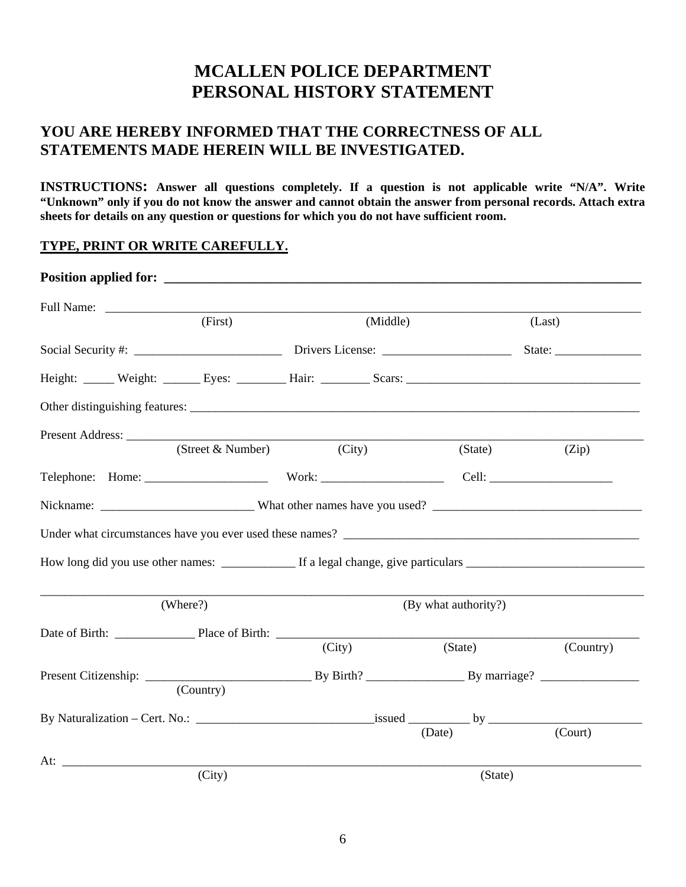# MCALLEN POLICE DEPARTMENT
# PERSONAL HISTORY STATEMENT

## YOU ARE HEREBY INFORMED THAT THE CORRECTNESS OF ALL STATEMENTS MADE HEREIN WILL BE INVESTIGATED.

**INSTRUCTIONS: Answer all questions completely. If a question is not applicable write "N/A". Write "Unknown" only if you do not know the answer and cannot obtain the answer from personal records. Attach extra sheets for details on any question or questions for which you do not have sufficient room.**

**TYPE, PRINT OR WRITE CAREFULLY.**

**Position applied for:** ______________________________________________________________

Full Name: ______________________________________________________________________
(First) (Middle) (Last)

Social Security #: ________________________ Drivers License: _____________________ State: ______________

Height: _____ Weight: ______ Eyes: ________ Hair: ________ Scars: ______________________________________

Other distinguishing features: ____________________________________________________________________

Present Address: ______________________________________________________________________________
(Street & Number) (City) (State) (Zip)

Telephone: Home: ____________________ Work: ____________________ Cell: ____________________

Nickname: _________________________ What other names have you used? _________________________________

Under what circumstances have you ever used these names? __________________________________________________

How long did you use other names: ____________ If a legal change, give particulars _____________________________

_____________________________________________________________________________________________
(Where?) (By what authority?)

Date of Birth: _____________ Place of Birth: ______________________________________________________
(City) (State) (Country)

Present Citizenship: ___________________________ By Birth? ________________ By marriage? ________________
(Country)

By Naturalization – Cert. No.: _____________________________issued __________ by _________________________
(Date) (Court)

At: ______________________________________________________________________________________
(City) (State)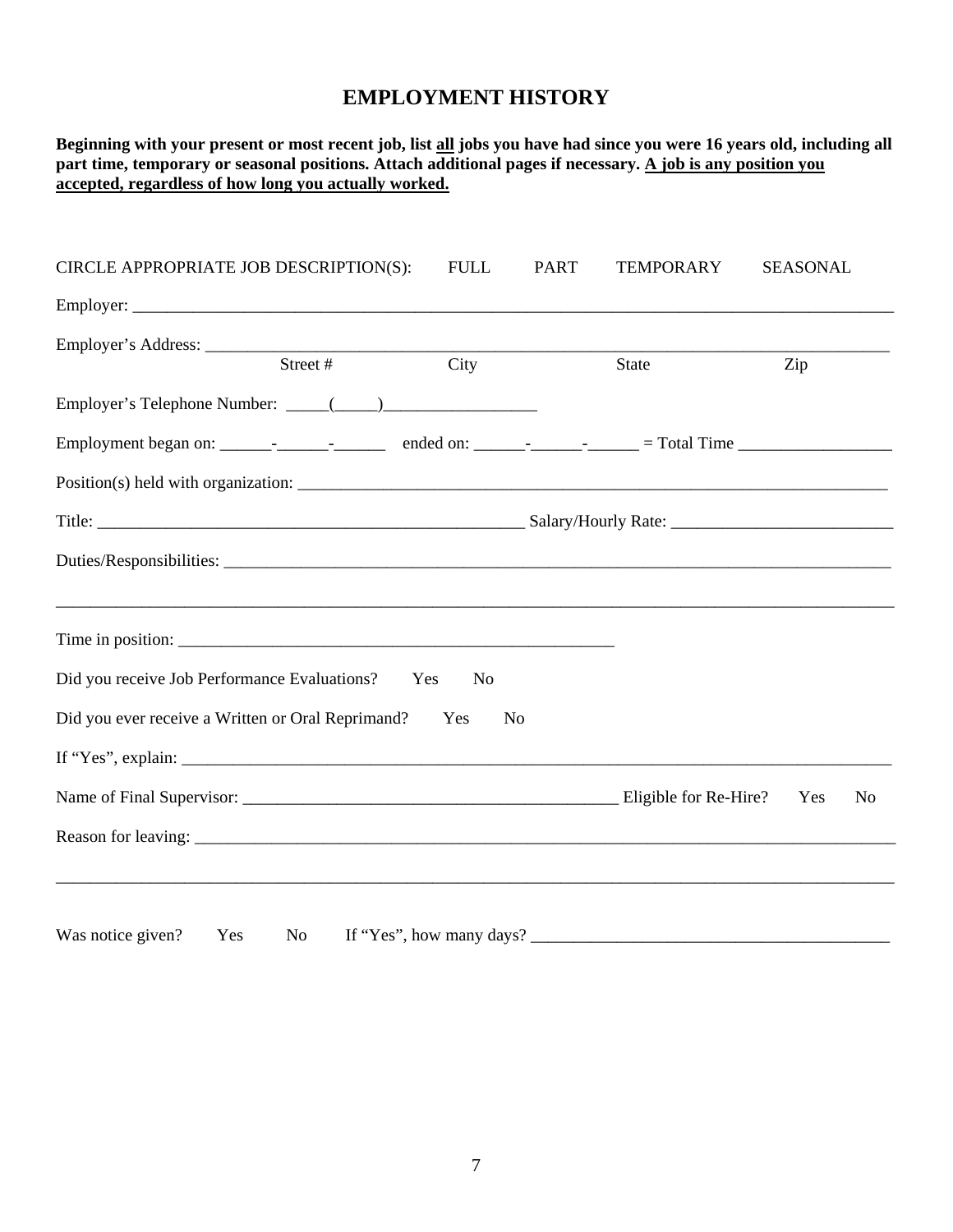# EMPLOYMENT HISTORY

**Beginning with your present or most recent job, list <u>all</u> jobs you have had since you were 16 years old, including all part time, temporary or seasonal positions. Attach additional pages if necessary. <u>A job is any position you accepted, regardless of how long you actually worked.</u>**

CIRCLE APPROPRIATE JOB DESCRIPTION(S): FULL PART TEMPORARY SEASONAL

Employer: ______________________________________________________________________________________

Employer's Address: ______________________________________________________________________________
Street # City State Zip

Employer's Telephone Number: _____(_____)__________________

Employment began on: ______-______-______ ended on: ______-______-______ = Total Time __________________

Position(s) held with organization: _______________________________________________________________

Title: ___________________________________________ Salary/Hourly Rate: __________________________

Duties/Responsibilities: __________________________________________________________________________

____________________________________________________________________________________________

Time in position: _____________________________________________

Did you receive Job Performance Evaluations? Yes No

Did you ever receive a Written or Oral Reprimand? Yes No

If "Yes", explain: _________________________________________________________________________________

Name of Final Supervisor: _______________________________________ Eligible for Re-Hire? Yes No

Reason for leaving: ________________________________________________________________________________

____________________________________________________________________________________________

Was notice given? Yes No If "Yes", how many days? _________________________________________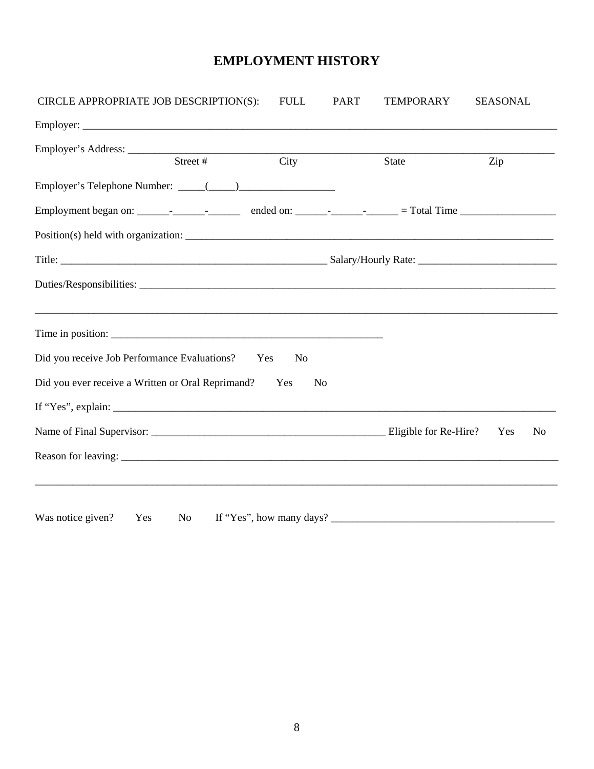# EMPLOYMENT HISTORY

CIRCLE APPROPRIATE JOB DESCRIPTION(S): FULL PART TEMPORARY SEASONAL

Employer: ___________________________________________________________________________________________

Employer's Address: ___________________________________________________________________________________
Street # City State Zip

Employer's Telephone Number: _____(_____)__________________

Employment began on: ______-______-______ ended on: ______-______-______ = Total Time __________________

Position(s) held with organization: _________________________________________________________________________

Title: ____________________________________________________ Salary/Hourly Rate: __________________________

Duties/Responsibilities: ______________________________________________________________________________

_____________________________________________________________________________________________________

Time in position: _____________________________________________________

Did you receive Job Performance Evaluations? Yes No

Did you ever receive a Written or Oral Reprimand? Yes No

If "Yes", explain: _____________________________________________________________________________________

Name of Final Supervisor: _____________________________________________ Eligible for Re-Hire? Yes No

Reason for leaving: ____________________________________________________________________________________

_____________________________________________________________________________________________________

Was notice given? Yes No If "Yes", how many days? __________________________________________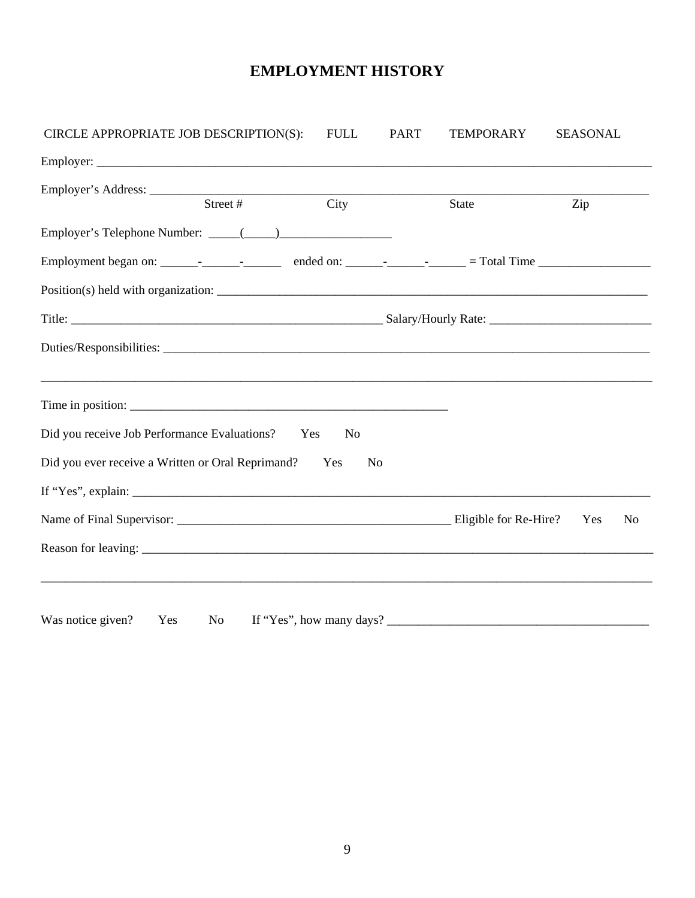# EMPLOYMENT HISTORY

CIRCLE APPROPRIATE JOB DESCRIPTION(S): FULL PART TEMPORARY SEASONAL

Employer: ___________________________________________________________________________________________

Employer's Address: ___________________________________________________________________________________
Street # City State Zip

Employer's Telephone Number: _____(_____)__________________

Employment began on: ______-______-______ ended on: ______-______-______ = Total Time __________________

Position(s) held with organization: ___________________________________________________________________

Title: ___________________________________________________ Salary/Hourly Rate: ___________________________

Duties/Responsibilities: _______________________________________________________________________________

___________________________________________________________________________________________________

Time in position: ___________________________________________________

Did you receive Job Performance Evaluations? Yes No

Did you ever receive a Written or Oral Reprimand? Yes No

If "Yes", explain: ____________________________________________________________________________________

Name of Final Supervisor: ____________________________________________ Eligible for Re-Hire? Yes No

Reason for leaving: __________________________________________________________________________________

___________________________________________________________________________________________________

Was notice given? Yes No If "Yes", how many days? __________________________________________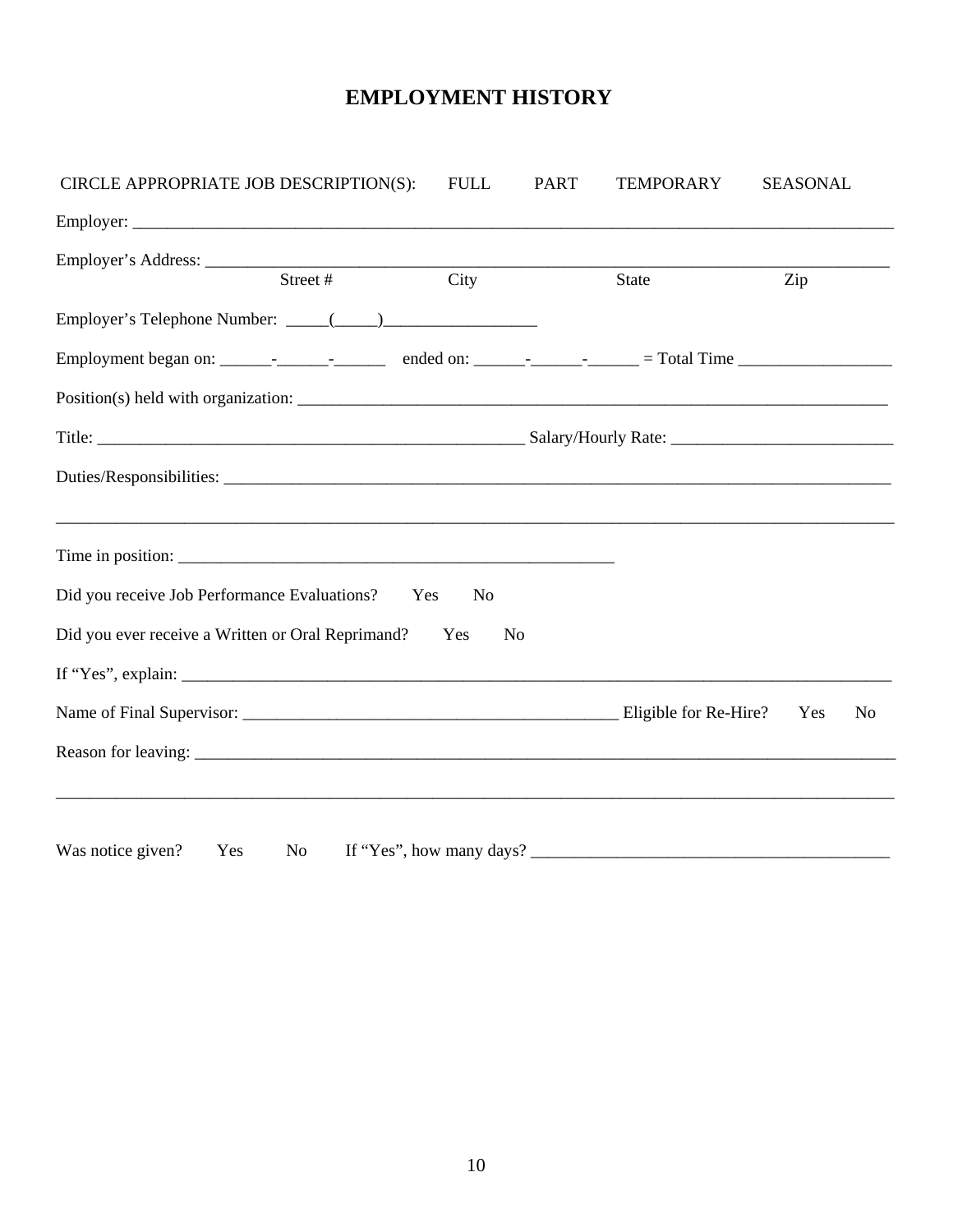# EMPLOYMENT HISTORY

CIRCLE APPROPRIATE JOB DESCRIPTION(S):     FULL     PART     TEMPORARY     SEASONAL

Employer: ______________________________________________________________________________________

Employer's Address: _____________________________________________________________________________
Street #     City     State     Zip

Employer's Telephone Number: _____(_____)__________________

Employment began on: ______-______-______ ended on: ______-______-______ = Total Time __________________

Position(s) held with organization: __________________________________________________________________

Title: ________________________________________________ Salary/Hourly Rate: _________________________

Duties/Responsibilities: _________________________________________________________________________

_______________________________________________________________________________________________

Time in position: _________________________________________________

Did you receive Job Performance Evaluations?     Yes     No

Did you ever receive a Written or Oral Reprimand?     Yes     No

If "Yes", explain: _______________________________________________________________________________

Name of Final Supervisor: __________________________________________ Eligible for Re-Hire?     Yes     No

Reason for leaving: ______________________________________________________________________________

_______________________________________________________________________________________________

Was notice given?     Yes     No     If "Yes", how many days? ________________________________________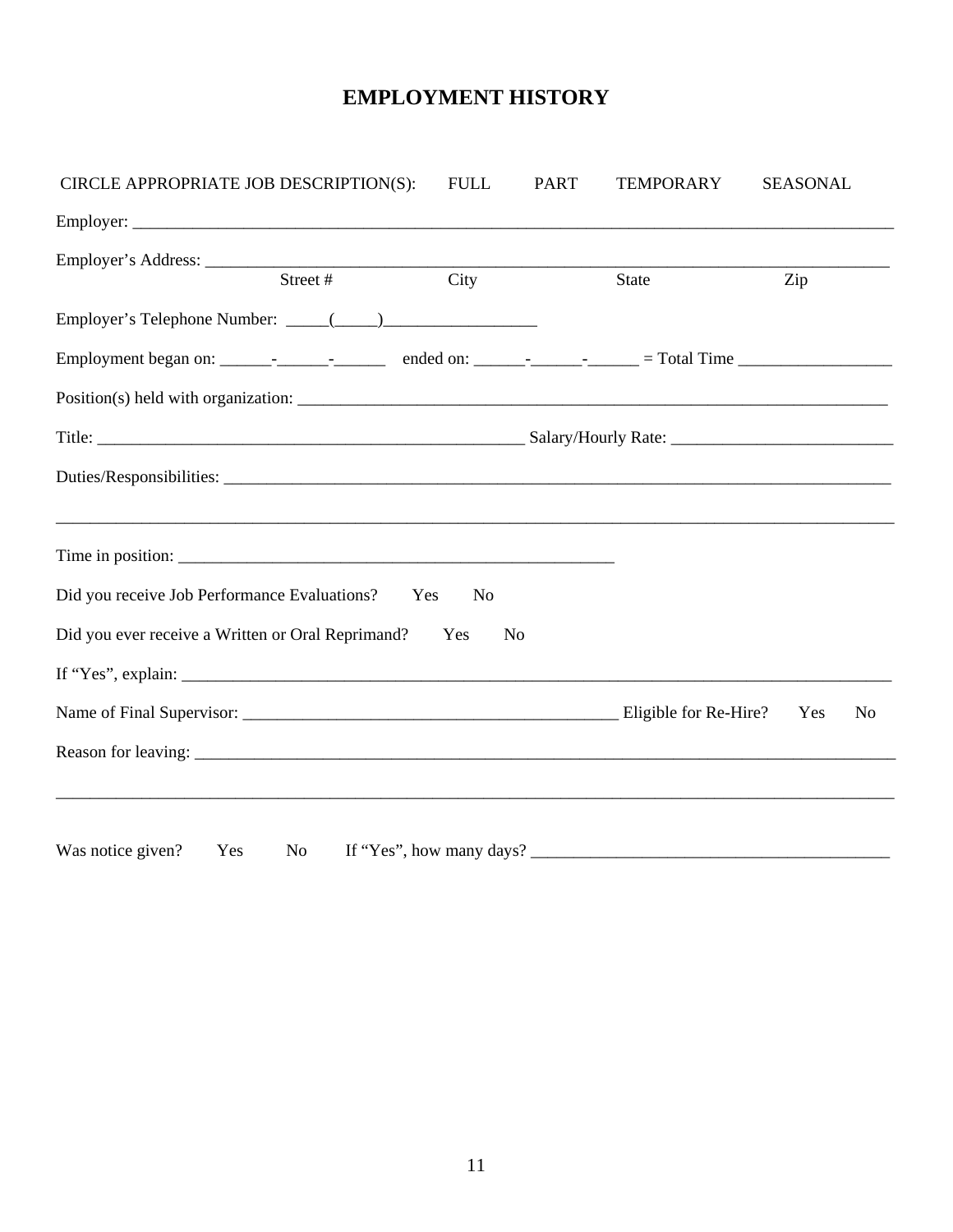# EMPLOYMENT HISTORY

CIRCLE APPROPRIATE JOB DESCRIPTION(S): FULL PART TEMPORARY SEASONAL

Employer: ___________________________________________________________________________________________

Employer's Address: ___________________________________________________________________________________
Street # City State Zip

Employer's Telephone Number: _____(_____)__________________

Employment began on: ______-______-______ ended on: ______-______-______ = Total Time __________________

Position(s) held with organization: __________________________________________________________________________

Title: ___________________________________________________ Salary/Hourly Rate: __________________________

Duties/Responsibilities: _________________________________________________________________________________

___________________________________________________________________________________________________

Time in position: _____________________________________________________

Did you receive Job Performance Evaluations? Yes No

Did you ever receive a Written or Oral Reprimand? Yes No

If "Yes", explain: _________________________________________________________________________________________

Name of Final Supervisor: _____________________________________________ Eligible for Re-Hire? Yes No

Reason for leaving: _______________________________________________________________________________________

___________________________________________________________________________________________________

Was notice given? Yes No If "Yes", how many days? __________________________________________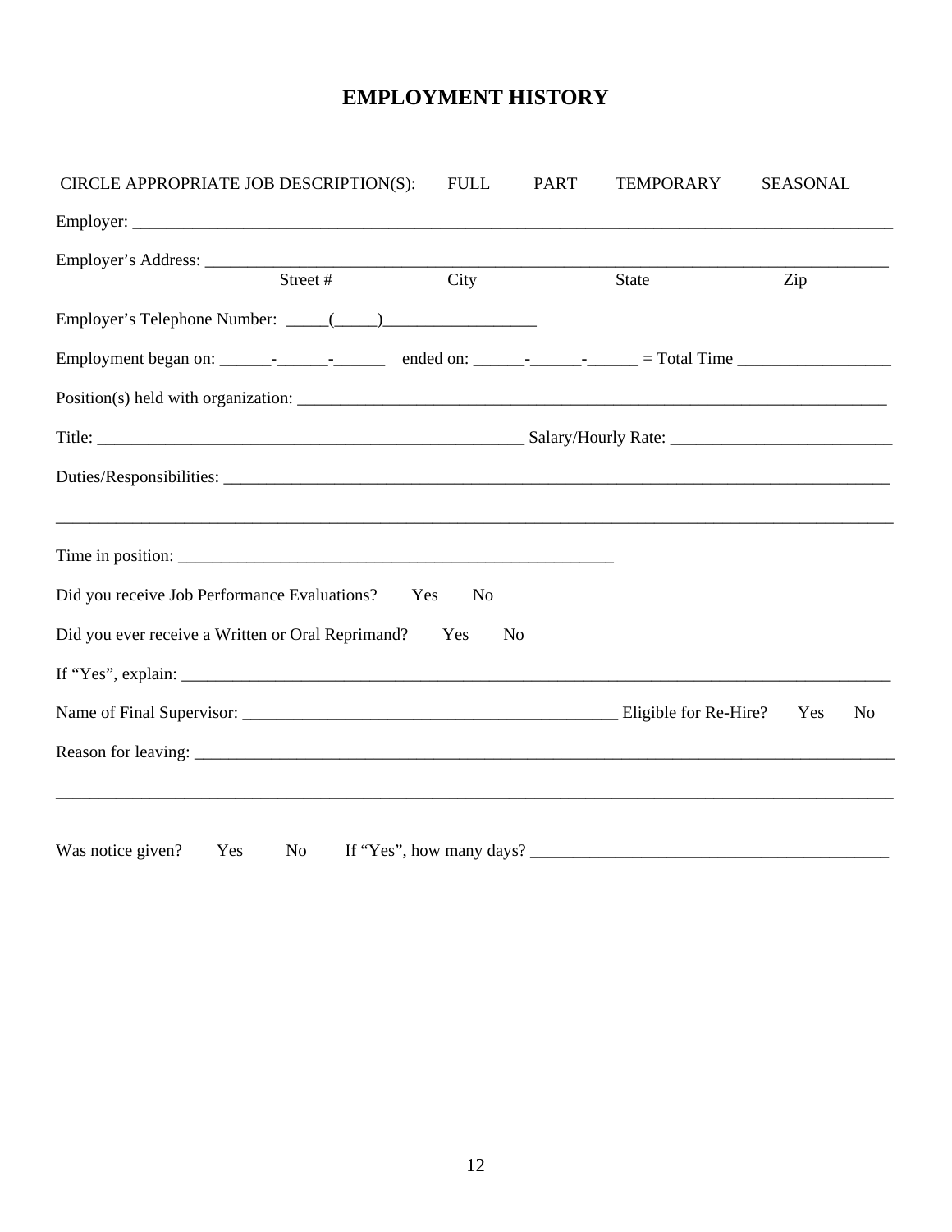# EMPLOYMENT HISTORY

CIRCLE APPROPRIATE JOB DESCRIPTION(S): FULL PART TEMPORARY SEASONAL

Employer: ___________________________________________________________________________________________

Employer's Address: ___________________________________________________________________________________
Street # City State Zip

Employer's Telephone Number: _____(_____)__________________

Employment began on: ______-______-______ ended on: ______-______-______ = Total Time __________________

Position(s) held with organization: ____________________________________________________________________

Title: ___________________________________________________ Salary/Hourly Rate: __________________________

Duties/Responsibilities: _____________________________________________________________________________

_______________________________________________________________________________________________

Time in position: ___________________________________________________

Did you receive Job Performance Evaluations? Yes No

Did you ever receive a Written or Oral Reprimand? Yes No

If "Yes", explain: ____________________________________________________________________________________

Name of Final Supervisor: ____________________________________________ Eligible for Re-Hire? Yes No

Reason for leaving: __________________________________________________________________________________

_______________________________________________________________________________________________

Was notice given? Yes No If "Yes", how many days? _________________________________________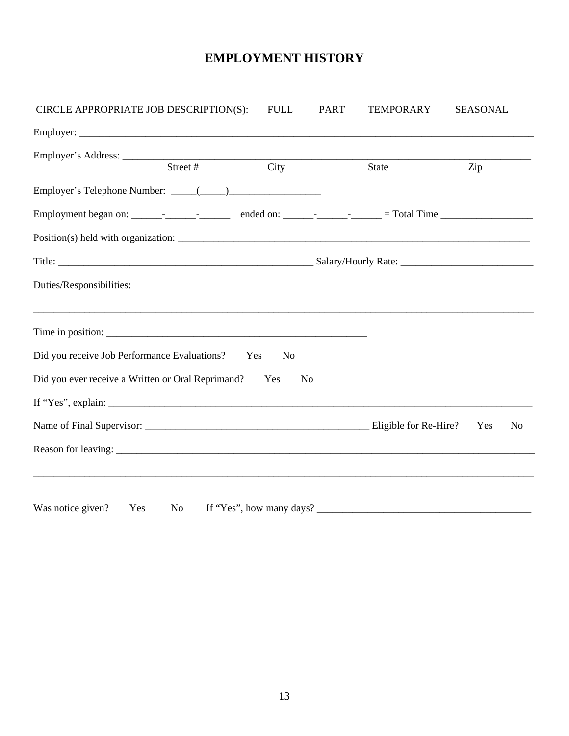# EMPLOYMENT HISTORY

CIRCLE APPROPRIATE JOB DESCRIPTION(S): FULL PART TEMPORARY SEASONAL

Employer: ___________________________________________________________________________________________

Employer's Address: ___________________________________________________________________________________
Street # City State Zip

Employer's Telephone Number: _____(_____)__________________

Employment began on: ______-______-______ ended on: ______-______-______ = Total Time __________________

Position(s) held with organization: _________________________________________________________________________

Title: ____________________________________________________ Salary/Hourly Rate: __________________________

Duties/Responsibilities: _________________________________________________________________________________

_____________________________________________________________________________________________________

Time in position: _____________________________________________________

Did you receive Job Performance Evaluations? Yes No

Did you ever receive a Written or Oral Reprimand? Yes No

If "Yes", explain: _______________________________________________________________________________________

Name of Final Supervisor: _____________________________________________ Eligible for Re-Hire? Yes No

Reason for leaving: ______________________________________________________________________________________

_____________________________________________________________________________________________________

Was notice given? Yes No If "Yes", how many days? __________________________________________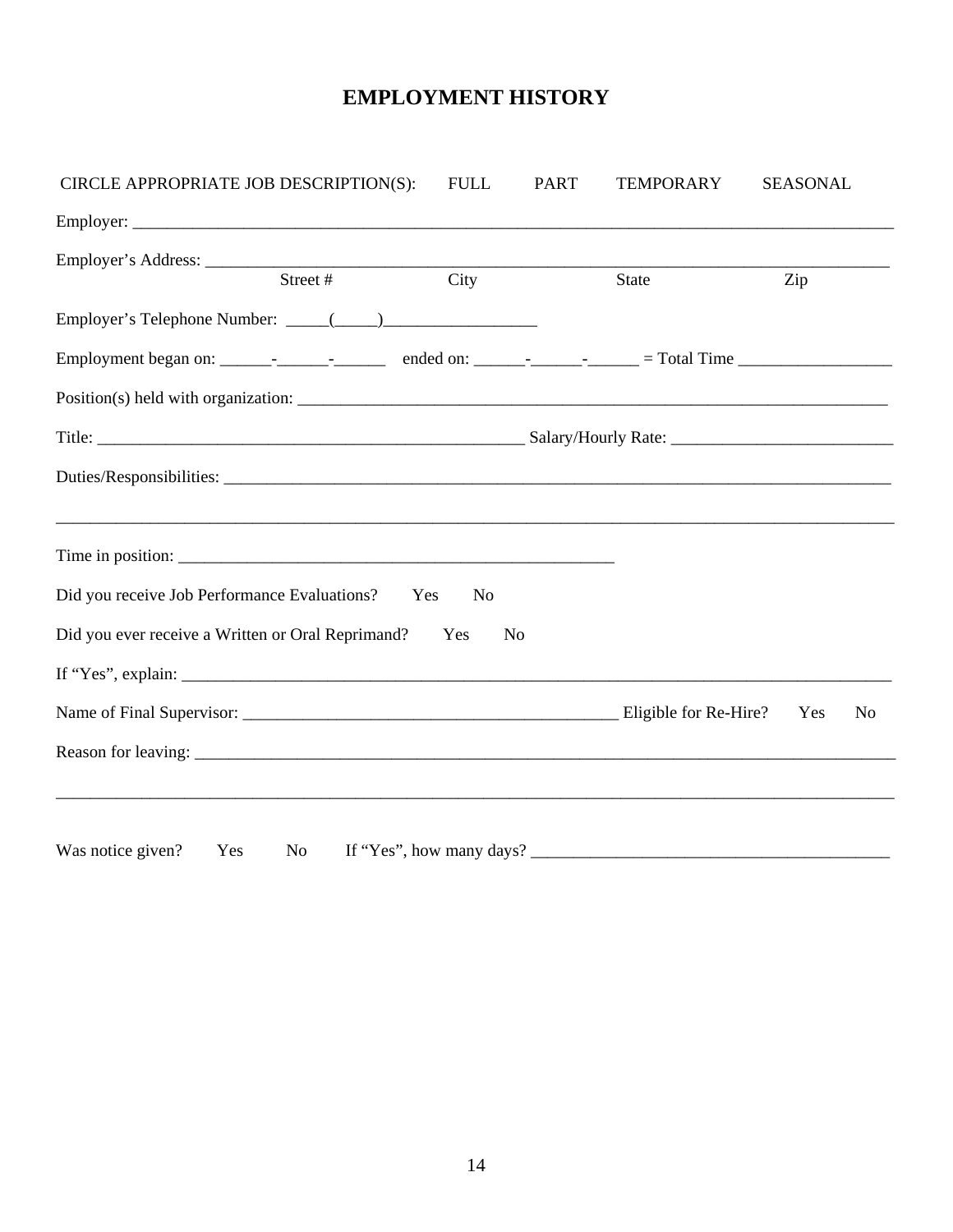# EMPLOYMENT HISTORY

CIRCLE APPROPRIATE JOB DESCRIPTION(S): FULL PART TEMPORARY SEASONAL

Employer: ______________________________________________________________________________________

Employer's Address: ______________________________________________________________________________
Street # City State Zip

Employer's Telephone Number: _____(_____)__________________

Employment began on: ______-______-______ ended on: ______-______-______ = Total Time __________________

Position(s) held with organization: __________________________________________________________________

Title: ___________________________________________________ Salary/Hourly Rate: __________________________

Duties/Responsibilities: _______________________________________________________________________________

______________________________________________________________________________________________________

Time in position: _____________________________________________________

Did you receive Job Performance Evaluations? Yes No

Did you ever receive a Written or Oral Reprimand? Yes No

If "Yes", explain: __________________________________________________________________________________

Name of Final Supervisor: ____________________________________________ Eligible for Re-Hire? Yes No

Reason for leaving: ________________________________________________________________________________

______________________________________________________________________________________________________

Was notice given? Yes No If "Yes", how many days? __________________________________________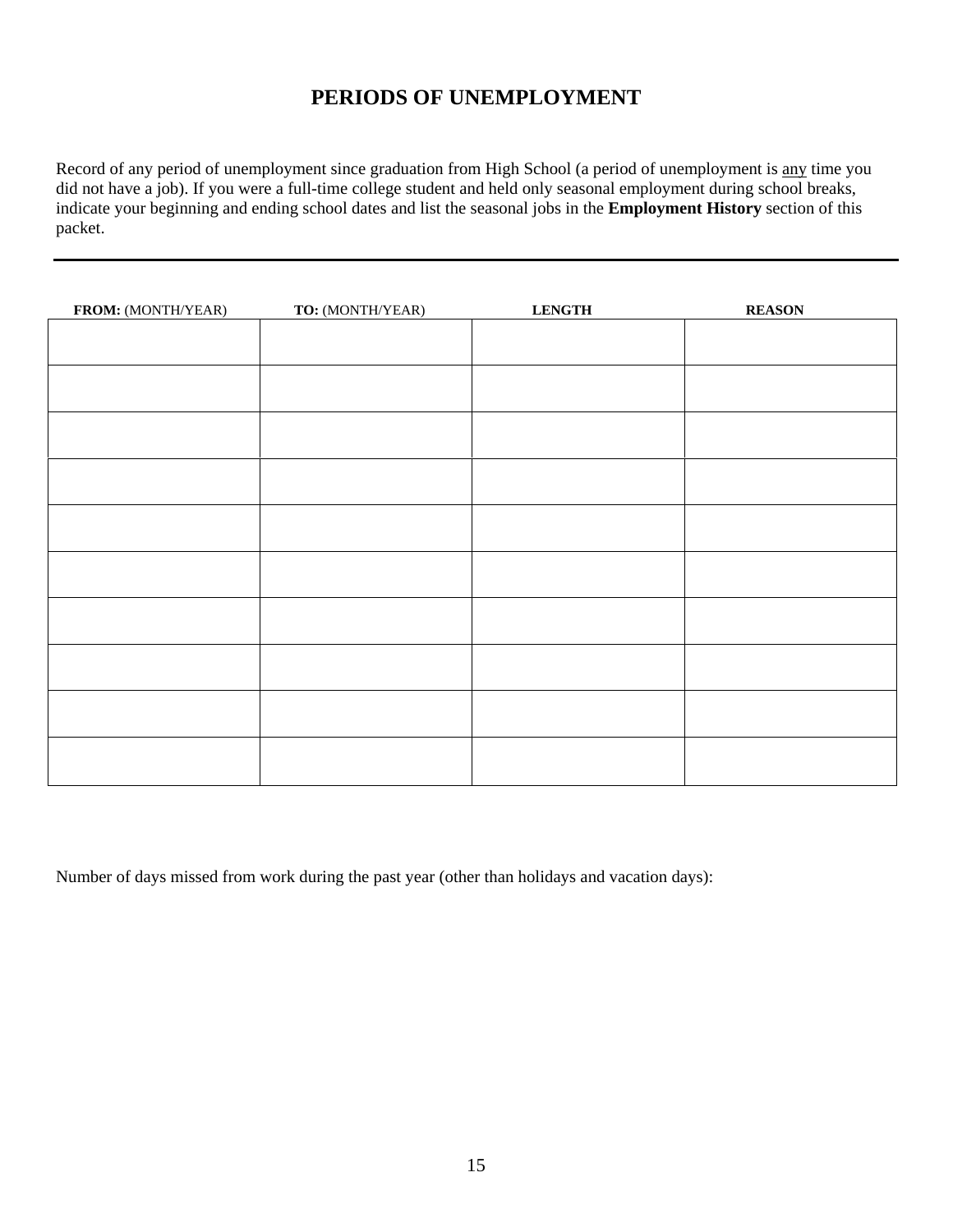# PERIODS OF UNEMPLOYMENT

Record of any period of unemployment since graduation from High School (a period of unemployment is <u>any</u> time you did not have a job). If you were a full-time college student and held only seasonal employment during school breaks, indicate your beginning and ending school dates and list the seasonal jobs in the **Employment History** section of this packet.

---

| **FROM:** (MONTH/YEAR) | **TO:** (MONTH/YEAR) | **LENGTH** | **REASON** |
|---|---|---|---|
| | | | |
| | | | |
| | | | |
| | | | |
| | | | |
| | | | |
| | | | |
| | | | |
| | | | |
| | | | |

Number of days missed from work during the past year (other than holidays and vacation days):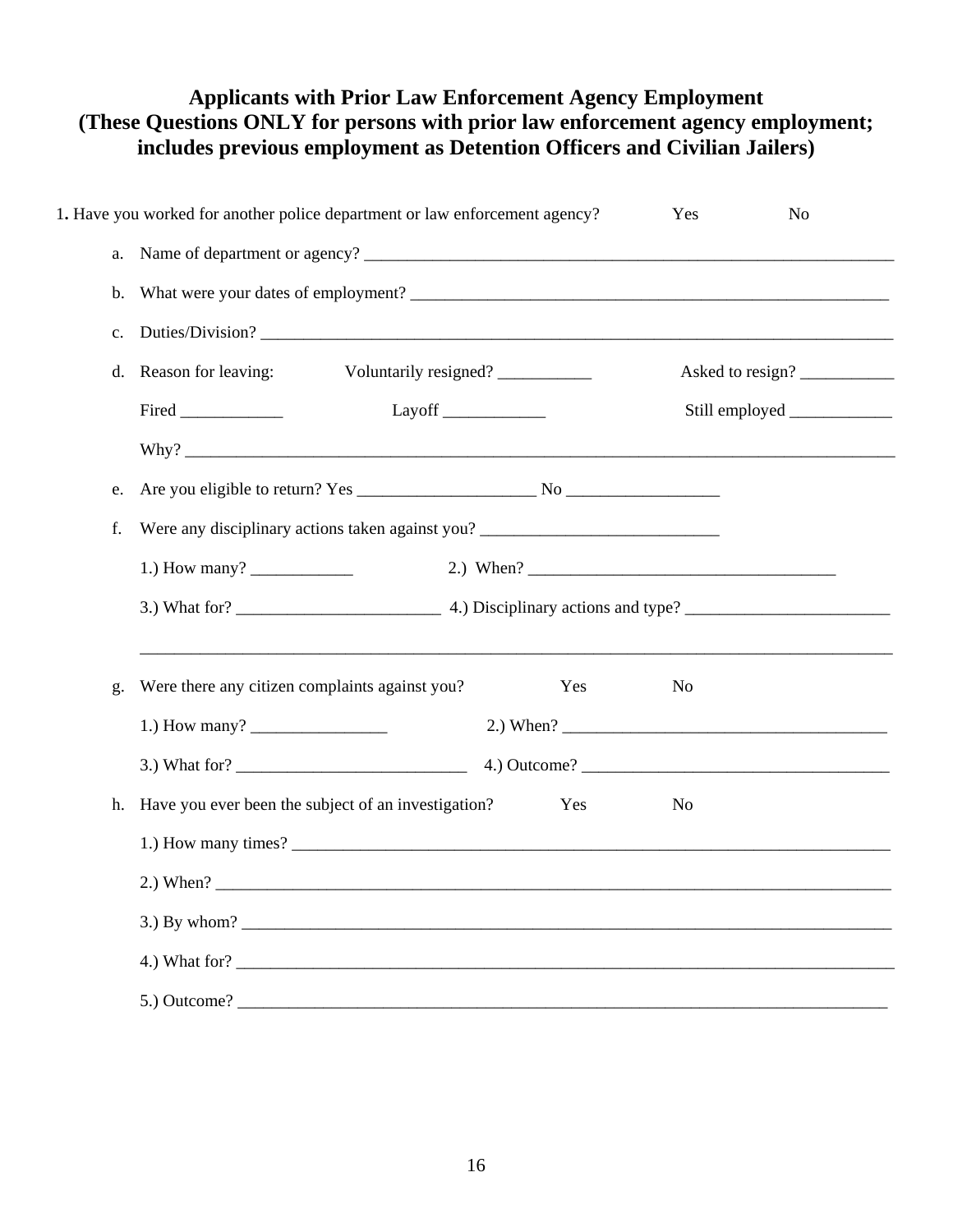## Applicants with Prior Law Enforcement Agency Employment
## (These Questions ONLY for persons with prior law enforcement agency employment; includes previous employment as Detention Officers and Civilian Jailers)

1. Have you worked for another police department or law enforcement agency? Yes No

   a. Name of department or agency? ______________________________________________________________

   b. What were your dates of employment? ________________________________________________________

   c. Duties/Division? _________________________________________________________________________

   d. Reason for leaving: Voluntarily resigned? ___________ Asked to resign? ___________

      Fired ____________ Layoff ____________ Still employed ____________

      Why? _____________________________________________________________________________

   e. Are you eligible to return? Yes _____________________ No __________________

   f. Were any disciplinary actions taken against you? ____________________________

      1.) How many? ____________ 2.) When? ____________________________________

      3.) What for? ________________________ 4.) Disciplinary actions and type? ________________________

      ___________________________________________________________________________________

   g. Were there any citizen complaints against you? Yes No

      1.) How many? ________________ 2.) When? ______________________________________

      3.) What for? ___________________________ 4.) Outcome? ____________________________________

   h. Have you ever been the subject of an investigation? Yes No

      1.) How many times? ________________________________________________________________

      2.) When? ______________________________________________________________________

      3.) By whom? ____________________________________________________________________

      4.) What for? ____________________________________________________________________

      5.) Outcome? ____________________________________________________________________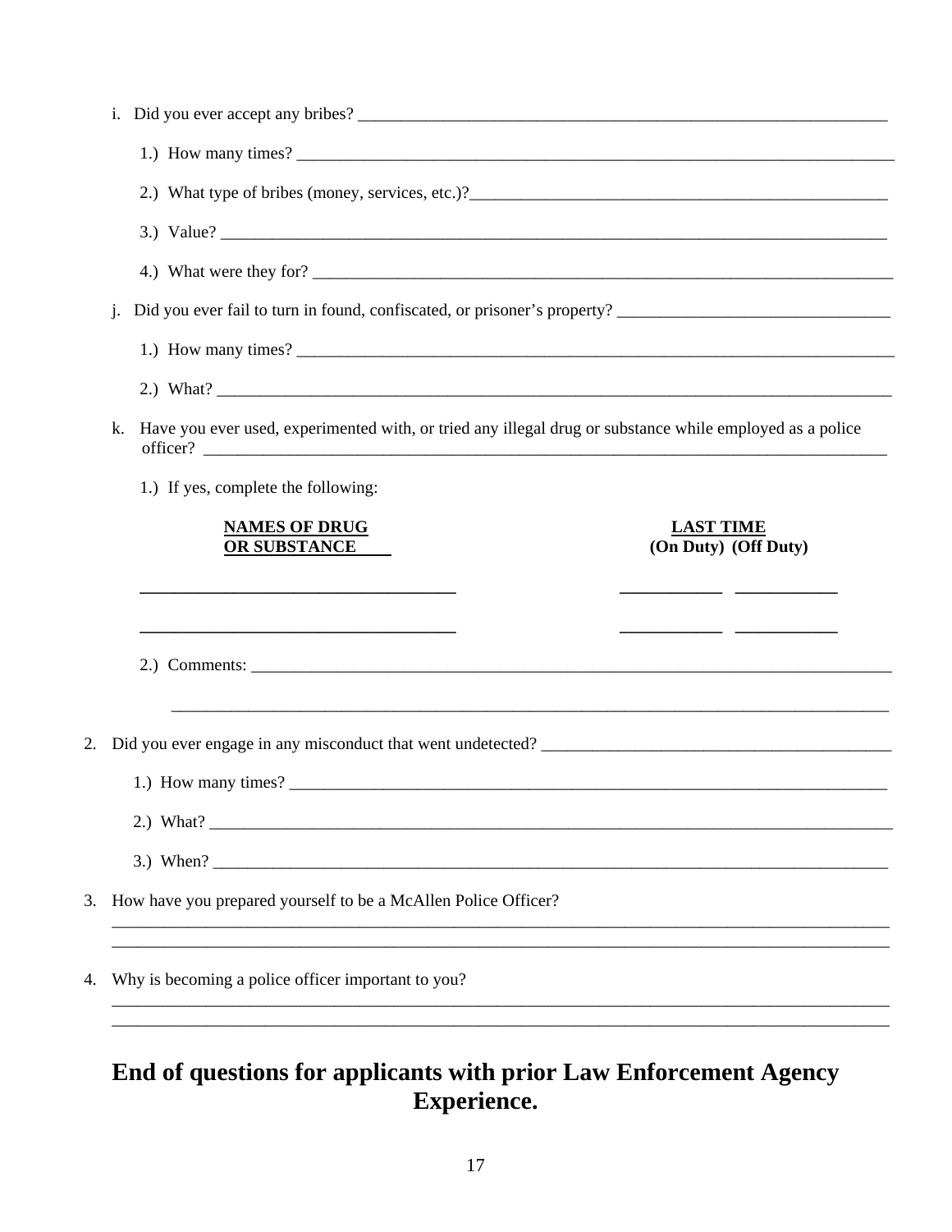i. Did you ever accept any bribes? ______________________________

1.) How many times? ______________________________

2.) What type of bribes (money, services, etc.)?______________________________

3.) Value? ______________________________

4.) What were they for? ______________________________

j. Did you ever fail to turn in found, confiscated, or prisoner's property? ______________________________

1.) How many times? ______________________________

2.) What? ______________________________

k. Have you ever used, experimented with, or tried any illegal drug or substance while employed as a police officer? ______________________________

1.) If yes, complete the following:

| **NAMES OF DRUG OR SUBSTANCE** | **LAST TIME (On Duty)** | **(Off Duty)** |
|---|---|---|
| ______________________ | ___________ | ___________ |
| ______________________ | ___________ | ___________ |

2.) Comments: ______________________________

______________________________

2. Did you ever engage in any misconduct that went undetected? ______________________________

1.) How many times? ______________________________

2.) What? ______________________________

3.) When? ______________________________

3. How have you prepared yourself to be a McAllen Police Officer?

______________________________

______________________________

4. Why is becoming a police officer important to you?

______________________________

______________________________

## End of questions for applicants with prior Law Enforcement Agency Experience.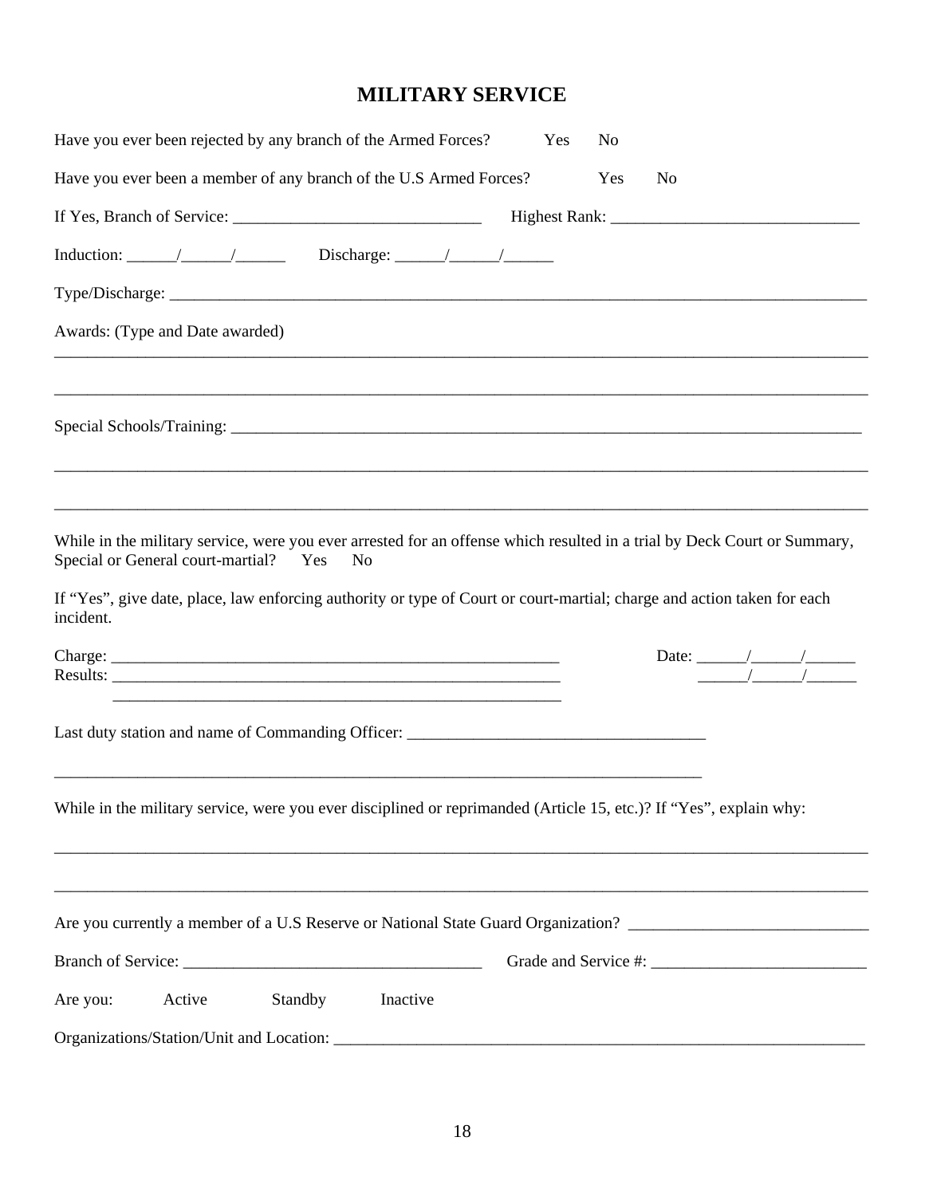## MILITARY SERVICE

Have you ever been rejected by any branch of the Armed Forces? Yes No

Have you ever been a member of any branch of the U.S Armed Forces? Yes No

If Yes, Branch of Service: ______________________________ Highest Rank: ______________________________

Induction: ______/______/______ Discharge: ______/______/______

Type/Discharge: ____________________________________________________________________________________

Awards: (Type and Date awarded)

____________________________________________________________________________________________________

____________________________________________________________________________________________________

Special Schools/Training: ____________________________________________________________________________

____________________________________________________________________________________________________

____________________________________________________________________________________________________

While in the military service, were you ever arrested for an offense which resulted in a trial by Deck Court or Summary, Special or General court-martial? Yes No

If "Yes", give date, place, law enforcing authority or type of Court or court-martial; charge and action taken for each incident.

Charge: ________________________________________________________ Date: ______/______/______

Results: ________________________________________________________ ______/______/______

________________________________________________________

Last duty station and name of Commanding Officer: ____________________________________

____________________________________________________________________________________

While in the military service, were you ever disciplined or reprimanded (Article 15, etc.)? If "Yes", explain why:

____________________________________________________________________________________________________

____________________________________________________________________________________________________

Are you currently a member of a U.S Reserve or National State Guard Organization? ____________________________

Branch of Service: ____________________________________ Grade and Service #: __________________________

Are you: Active Standby Inactive

Organizations/Station/Unit and Location: ____________________________________________________________________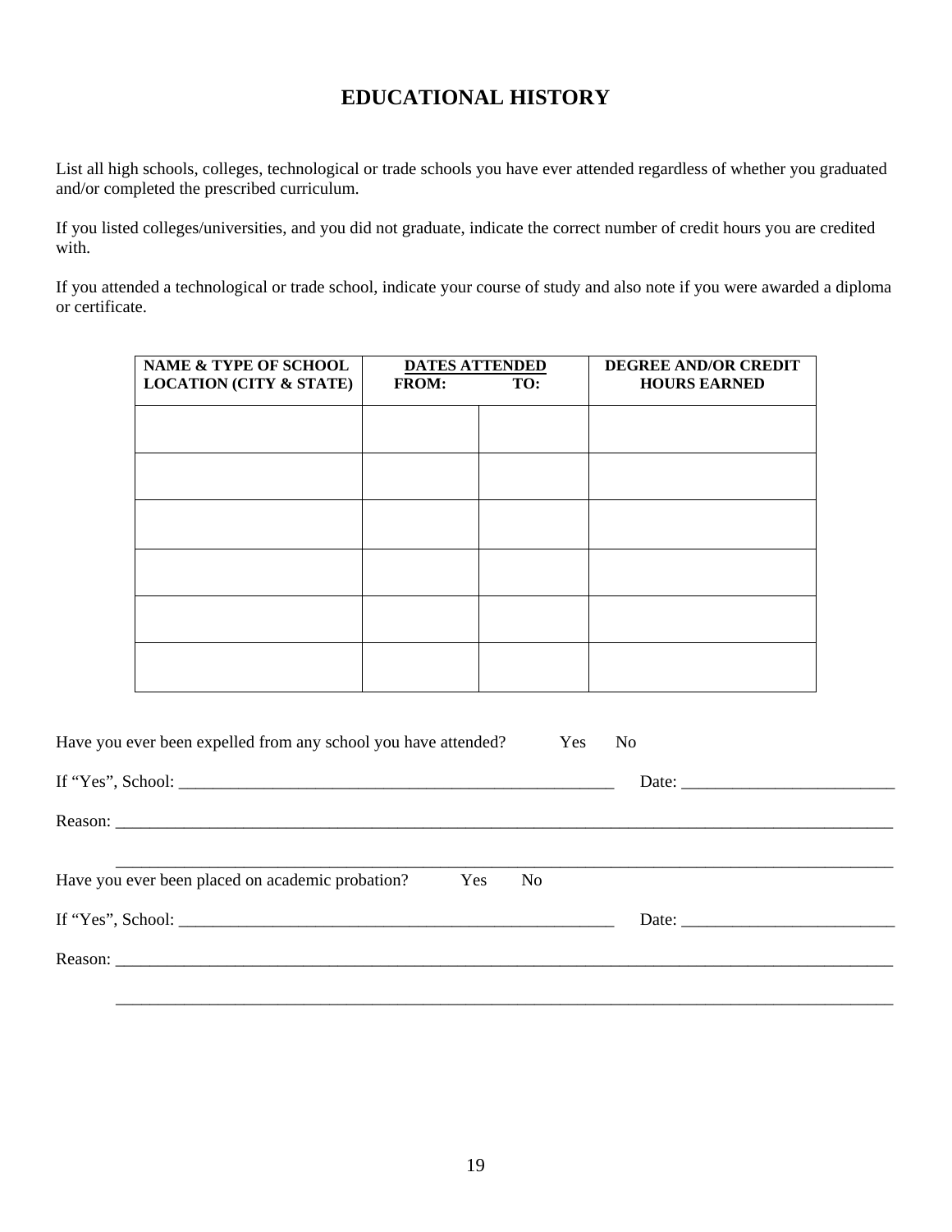# EDUCATIONAL HISTORY

List all high schools, colleges, technological or trade schools you have ever attended regardless of whether you graduated and/or completed the prescribed curriculum.

If you listed colleges/universities, and you did not graduate, indicate the correct number of credit hours you are credited with.

If you attended a technological or trade school, indicate your course of study and also note if you were awarded a diploma or certificate.

| NAME & TYPE OF SCHOOL LOCATION (CITY & STATE) | DATES ATTENDED FROM: | TO: | DEGREE AND/OR CREDIT HOURS EARNED |
|---|---|---|---|
| | | | |
| | | | |
| | | | |
| | | | |
| | | | |
| | | | |

Have you ever been expelled from any school you have attended? Yes No

If "Yes", School: _____________________________________________________ Date: _________________________

Reason: ___________________________________________________________________________________________

___________________________________________________________________________________________

Have you ever been placed on academic probation? Yes No

If "Yes", School: _____________________________________________________ Date: _________________________

Reason: ___________________________________________________________________________________________

___________________________________________________________________________________________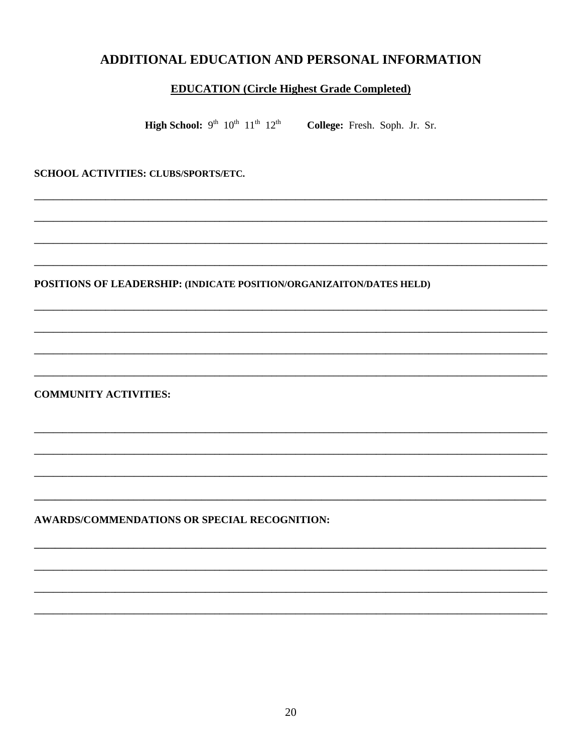# ADDITIONAL EDUCATION AND PERSONAL INFORMATION

## EDUCATION (Circle Highest Grade Completed)

**High School:** 9th 10th 11th 12th **College:** Fresh. Soph. Jr. Sr.

**SCHOOL ACTIVITIES: CLUBS/SPORTS/ETC.**

________________________________________________________________________________________________

________________________________________________________________________________________________

________________________________________________________________________________________________

________________________________________________________________________________________________

**POSITIONS OF LEADERSHIP: (INDICATE POSITION/ORGANIZAITON/DATES HELD)**

________________________________________________________________________________________________

________________________________________________________________________________________________

________________________________________________________________________________________________

________________________________________________________________________________________________

**COMMUNITY ACTIVITIES:**

________________________________________________________________________________________________

________________________________________________________________________________________________

________________________________________________________________________________________________

________________________________________________________________________________________________

**AWARDS/COMMENDATIONS OR SPECIAL RECOGNITION:**

________________________________________________________________________________________________

________________________________________________________________________________________________

________________________________________________________________________________________________

________________________________________________________________________________________________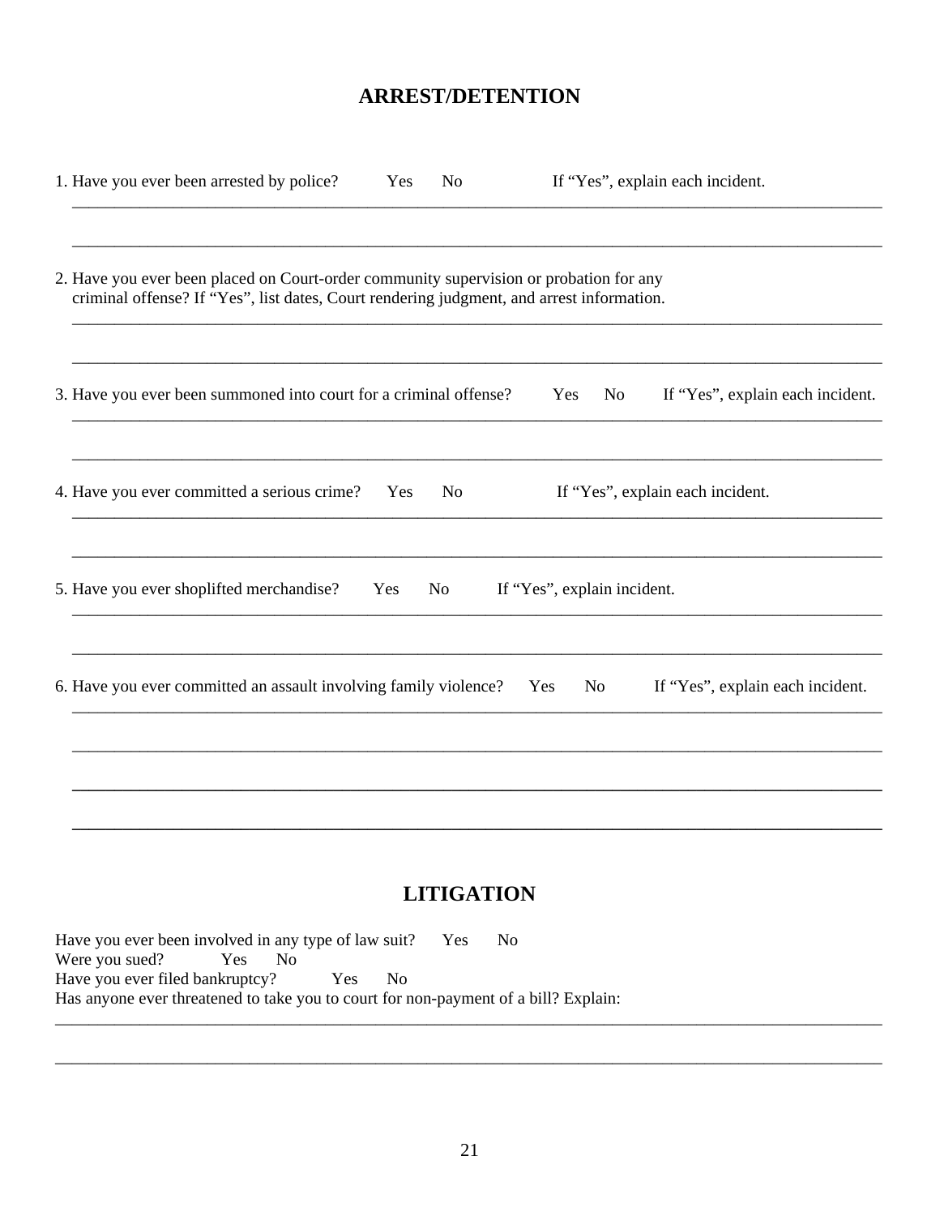## ARREST/DETENTION

1. Have you ever been arrested by police?  Yes  No  If “Yes”, explain each incident.

____________________________________________________________________________________

____________________________________________________________________________________

2. Have you ever been placed on Court-order community supervision or probation for any criminal offense? If “Yes”, list dates, Court rendering judgment, and arrest information.

____________________________________________________________________________________

____________________________________________________________________________________

3. Have you ever been summoned into court for a criminal offense?  Yes  No  If “Yes”, explain each incident.

____________________________________________________________________________________

____________________________________________________________________________________

4. Have you ever committed a serious crime?  Yes  No  If “Yes”, explain each incident.

____________________________________________________________________________________

____________________________________________________________________________________

5. Have you ever shoplifted merchandise?  Yes  No  If “Yes”, explain incident.

____________________________________________________________________________________

____________________________________________________________________________________

6. Have you ever committed an assault involving family violence?  Yes  No  If “Yes”, explain each incident.

____________________________________________________________________________________

____________________________________________________________________________________

____________________________________________________________________________________

____________________________________________________________________________________

## LITIGATION

Have you ever been involved in any type of law suit?  Yes  No
Were you sued?  Yes  No
Have you ever filed bankruptcy?  Yes  No
Has anyone ever threatened to take you to court for non-payment of a bill? Explain:

____________________________________________________________________________________

____________________________________________________________________________________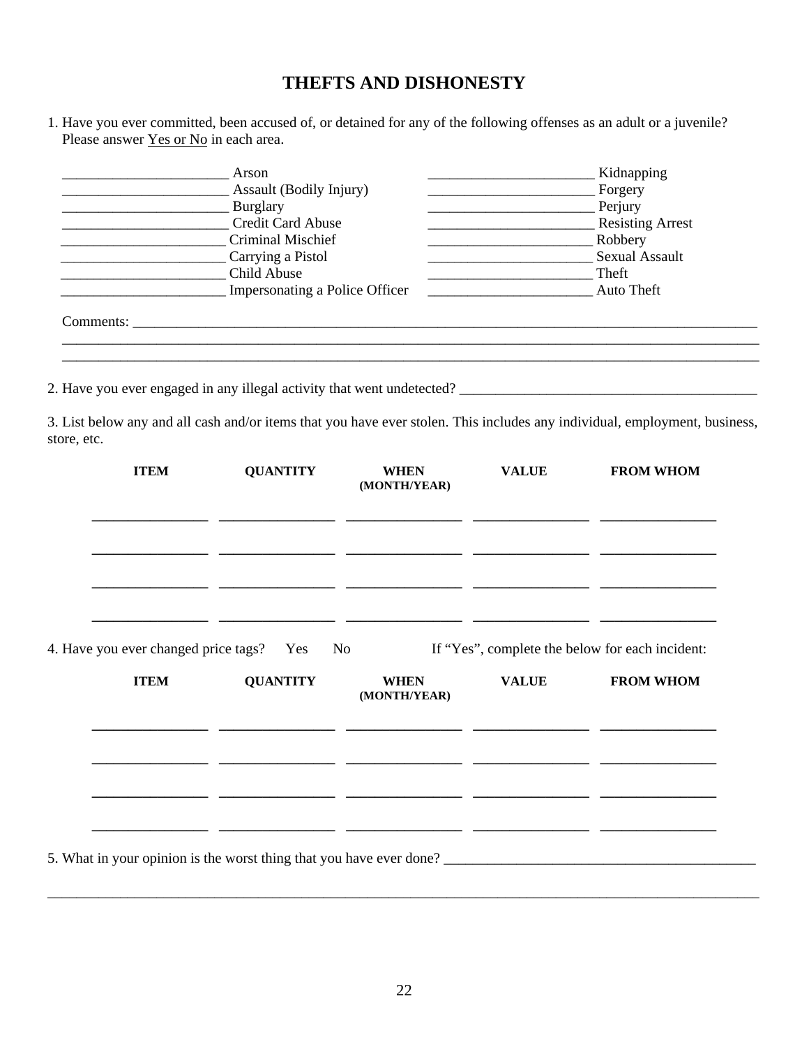# THEFTS AND DISHONESTY

1. Have you ever committed, been accused of, or detained for any of the following offenses as an adult or a juvenile? Please answer Yes or No in each area.

| | | | |
|---|---|---|---|
| _______________________ | Arson | _______________________ | Kidnapping |
| _______________________ | Assault (Bodily Injury) | _______________________ | Forgery |
| _______________________ | Burglary | _______________________ | Perjury |
| _______________________ | Credit Card Abuse | _______________________ | Resisting Arrest |
| _______________________ | Criminal Mischief | _______________________ | Robbery |
| _______________________ | Carrying a Pistol | _______________________ | Sexual Assault |
| _______________________ | Child Abuse | _______________________ | Theft |
| _______________________ | Impersonating a Police Officer | _______________________ | Auto Theft |

Comments: ________________________________________________________________________________________
__________________________________________________________________________________________________
__________________________________________________________________________________________________

2. Have you ever engaged in any illegal activity that went undetected? ________________________________________

3. List below any and all cash and/or items that you have ever stolen. This includes any individual, employment, business, store, etc.

| ITEM | QUANTITY | WHEN (MONTH/YEAR) | VALUE | FROM WHOM |
|---|---|---|---|---|
| | | | | |
| | | | | |
| | | | | |
| | | | | |

4. Have you ever changed price tags? Yes No If "Yes", complete the below for each incident:

| ITEM | QUANTITY | WHEN (MONTH/YEAR) | VALUE | FROM WHOM |
|---|---|---|---|---|
| | | | | |
| | | | | |
| | | | | |
| | | | | |

5. What in your opinion is the worst thing that you have ever done? ___________________________________________
__________________________________________________________________________________________________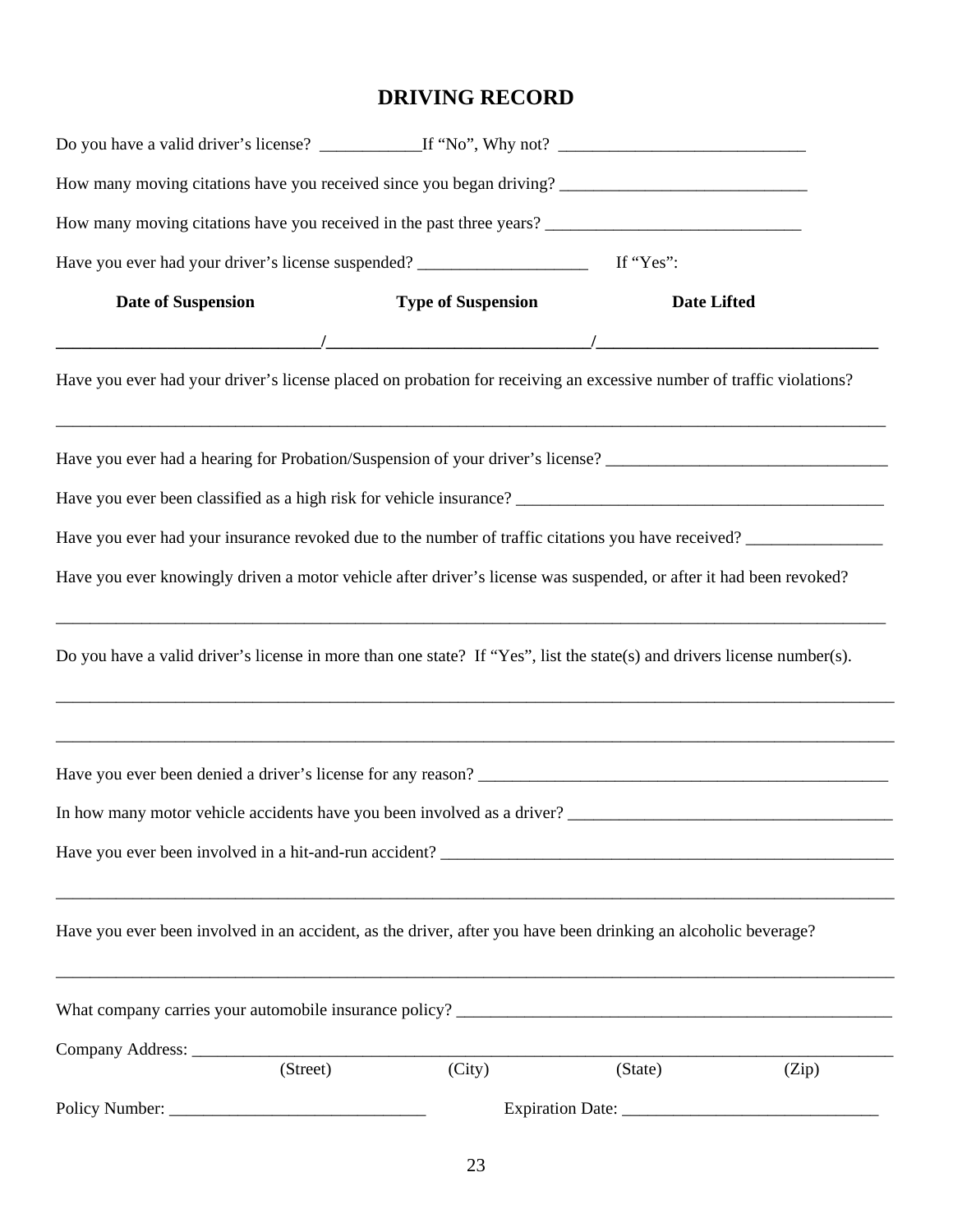# DRIVING RECORD

Do you have a valid driver's license? ____________If "No", Why not? _____________________________

How many moving citations have you received since you began driving? _____________________________

How many moving citations have you received in the past three years? ______________________________

Have you ever had your driver's license suspended? ____________________ If "Yes":

| Date of Suspension | Type of Suspension | Date Lifted |
|---|---|---|
| ______________________________/ | ______________________________/ | ________________________________ |

Have you ever had your driver's license placed on probation for receiving an excessive number of traffic violations?

_____________________________________________________________________________________________________

Have you ever had a hearing for Probation/Suspension of your driver's license? __________________________________

Have you ever been classified as a high risk for vehicle insurance? _____________________________________________

Have you ever had your insurance revoked due to the number of traffic citations you have received? ________________

Have you ever knowingly driven a motor vehicle after driver's license was suspended, or after it had been revoked?

_____________________________________________________________________________________________________

Do you have a valid driver's license in more than one state? If "Yes", list the state(s) and drivers license number(s).

_____________________________________________________________________________________________________

_____________________________________________________________________________________________________

Have you ever been denied a driver's license for any reason? __________________________________________________

In how many motor vehicle accidents have you been involved as a driver? _______________________________________

Have you ever been involved in a hit-and-run accident? _______________________________________________________

_____________________________________________________________________________________________________

Have you ever been involved in an accident, as the driver, after you have been drinking an alcoholic beverage?

_____________________________________________________________________________________________________

What company carries your automobile insurance policy? _____________________________________________________

Company Address: ____________________________________________________________________________________
(Street) (City) (State) (Zip)

Policy Number: ______________________________ Expiration Date: ______________________________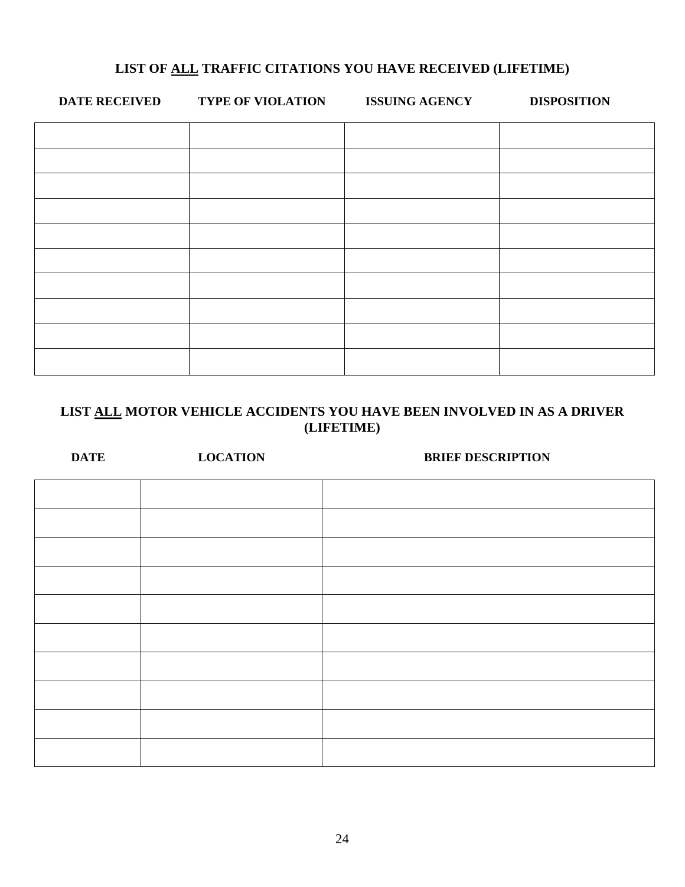## LIST OF ALL TRAFFIC CITATIONS YOU HAVE RECEIVED (LIFETIME)

| DATE RECEIVED | TYPE OF VIOLATION | ISSUING AGENCY | DISPOSITION |
|---|---|---|---|
| | | | |
| | | | |
| | | | |
| | | | |
| | | | |
| | | | |
| | | | |
| | | | |
| | | | |
| | | | |

## LIST ALL MOTOR VEHICLE ACCIDENTS YOU HAVE BEEN INVOLVED IN AS A DRIVER (LIFETIME)

| DATE | LOCATION | BRIEF DESCRIPTION |
|---|---|---|
| | | |
| | | |
| | | |
| | | |
| | | |
| | | |
| | | |
| | | |
| | | |
| | | |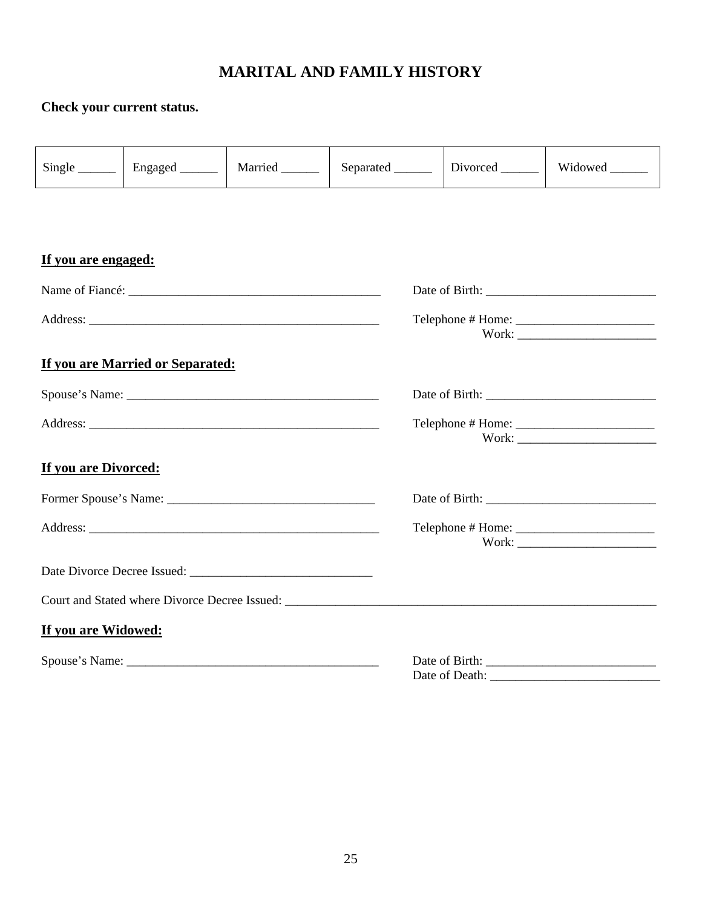# MARITAL AND FAMILY HISTORY

**Check your current status.**

| Single ______ | Engaged ______ | Married ______ | Separated ______ | Divorced ______ | Widowed ______ |
|---|---|---|---|---|---|

**<u>If you are engaged:</u>**

Name of Fiancé: ________________________________________ Date of Birth: ___________________________

Address: ______________________________________________ Telephone # Home: ______________________
Work: ______________________

**<u>If you are Married or Separated:</u>**

Spouse's Name: ________________________________________ Date of Birth: ___________________________

Address: ______________________________________________ Telephone # Home: ______________________
Work: ______________________

**<u>If you are Divorced:</u>**

Former Spouse's Name: _________________________________ Date of Birth: ___________________________

Address: ______________________________________________ Telephone # Home: ______________________
Work: ______________________

Date Divorce Decree Issued: _____________________________

Court and Stated where Divorce Decree Issued: ______________________________________________________________

**<u>If you are Widowed:</u>**

Spouse's Name: ________________________________________ Date of Birth: ___________________________
Date of Death: ___________________________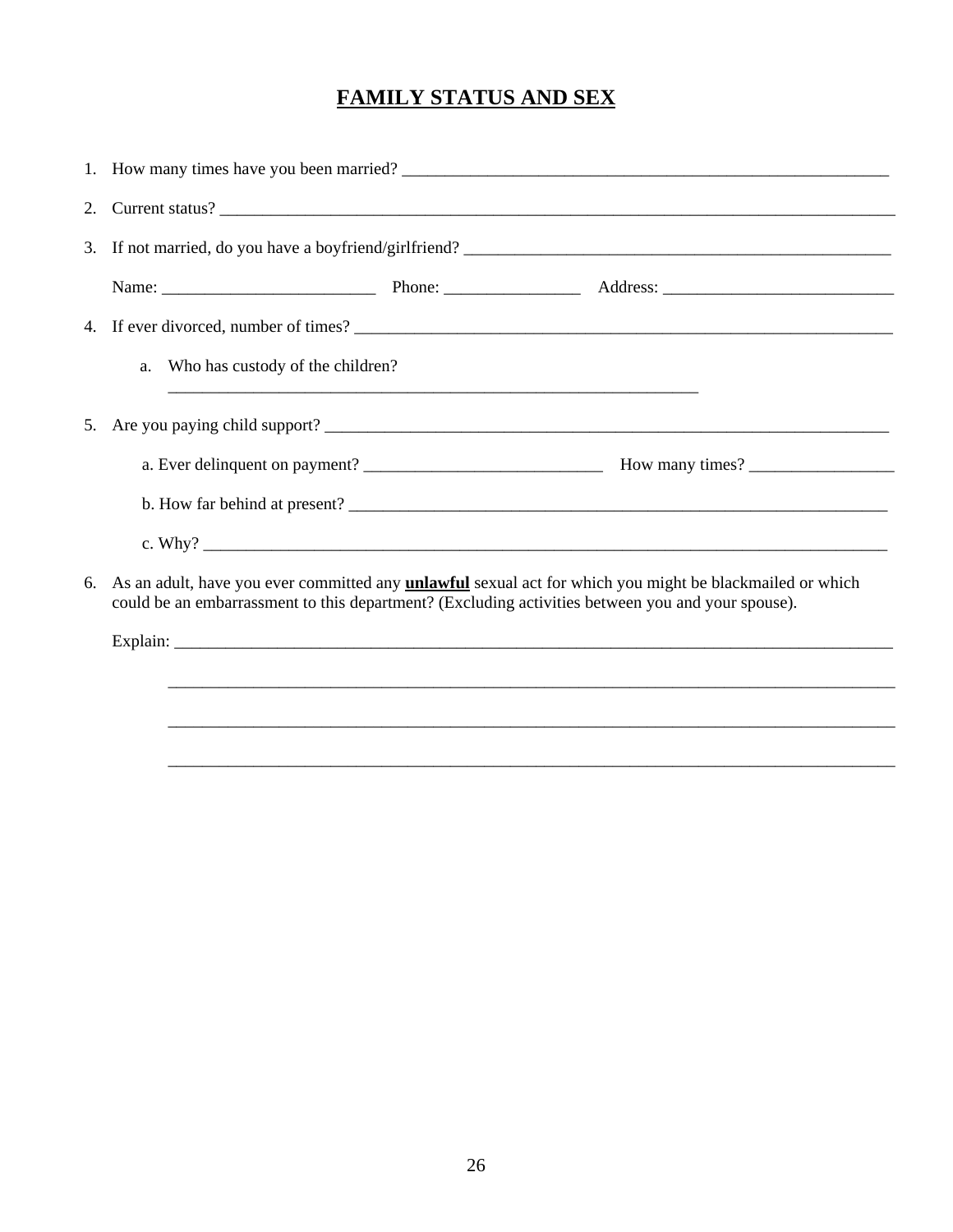# FAMILY STATUS AND SEX

1. How many times have you been married? ___________________________________________________________

2. Current status? ___________________________________________________________________________________

3. If not married, do you have a boyfriend/girlfriend? ____________________________________________________

   Name: _________________________ Phone: ________________ Address: ___________________________

4. If ever divorced, number of times? ________________________________________________________________

   a. Who has custody of the children?
   _______________________________________________________________

5. Are you paying child support? ______________________________________________________________________

   a. Ever delinquent on payment? ____________________________ How many times? _________________

   b. How far behind at present? __________________________________________________________________

   c. Why? ___________________________________________________________________________________

6. As an adult, have you ever committed any **<u>unlawful</u>** sexual act for which you might be blackmailed or which could be an embarrassment to this department? (Excluding activities between you and your spouse).

   Explain: __________________________________________________________________________________

   ____________________________________________________________________________________

   ____________________________________________________________________________________

   ____________________________________________________________________________________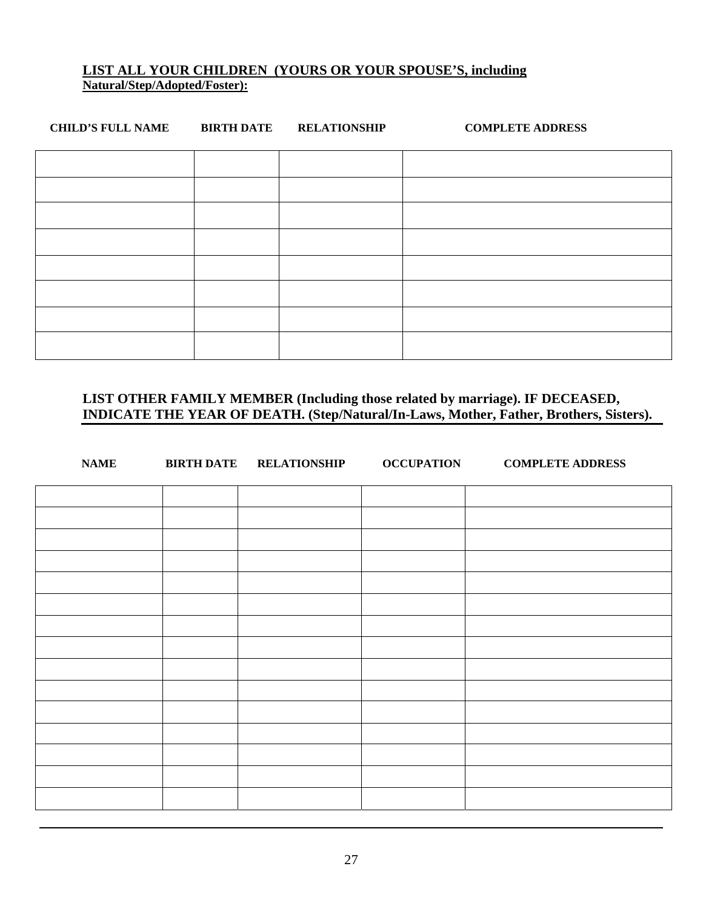**LIST ALL YOUR CHILDREN (YOURS OR YOUR SPOUSE'S, including Natural/Step/Adopted/Foster):**

| CHILD'S FULL NAME | BIRTH DATE | RELATIONSHIP | COMPLETE ADDRESS |
|---|---|---|---|
| | | | |
| | | | |
| | | | |
| | | | |
| | | | |
| | | | |
| | | | |
| | | | |

**LIST OTHER FAMILY MEMBER (Including those related by marriage). IF DECEASED, INDICATE THE YEAR OF DEATH. (Step/Natural/In-Laws, Mother, Father, Brothers, Sisters).**

| NAME | BIRTH DATE | RELATIONSHIP | OCCUPATION | COMPLETE ADDRESS |
|---|---|---|---|---|
| | | | | |
| | | | | |
| | | | | |
| | | | | |
| | | | | |
| | | | | |
| | | | | |
| | | | | |
| | | | | |
| | | | | |
| | | | | |
| | | | | |
| | | | | |
| | | | | |
| | | | | |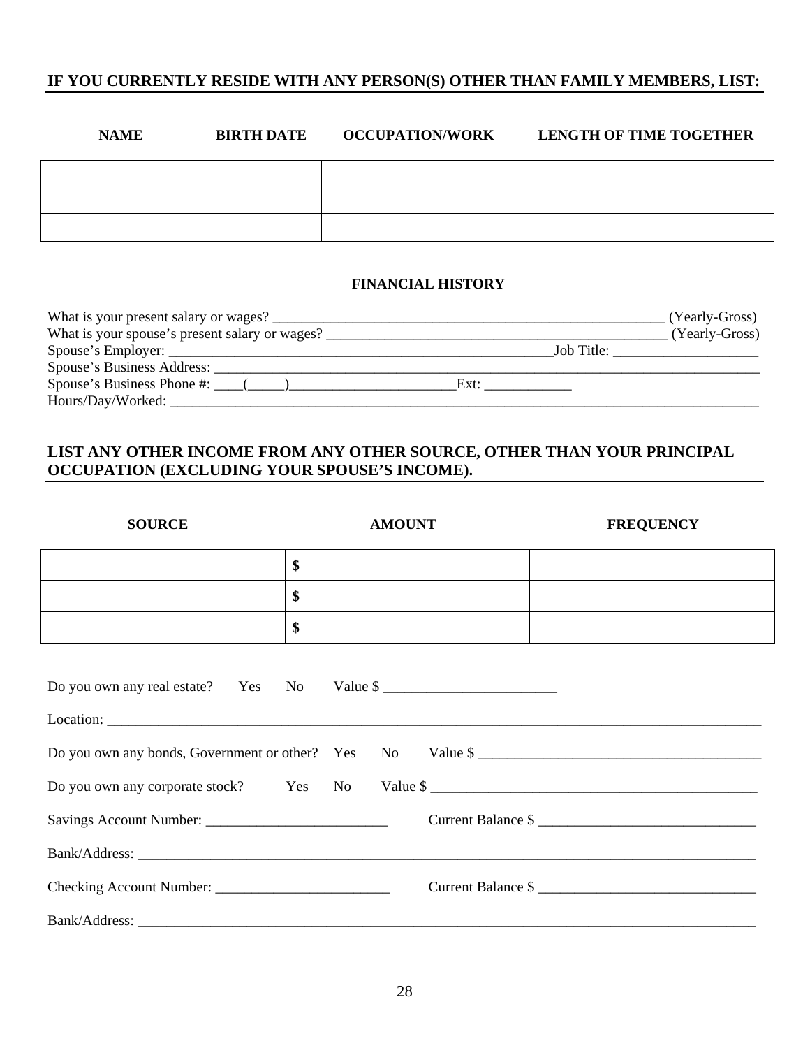**IF YOU CURRENTLY RESIDE WITH ANY PERSON(S) OTHER THAN FAMILY MEMBERS, LIST:**

| NAME | BIRTH DATE | OCCUPATION/WORK | LENGTH OF TIME TOGETHER |
|---|---|---|---|
| | | | |
| | | | |
| | | | |

## FINANCIAL HISTORY

What is your present salary or wages? ________________________________________________ (Yearly-Gross)
What is your spouse's present salary or wages? ________________________________________ (Yearly-Gross)
Spouse's Employer: _______________________________________________Job Title: __________________
Spouse's Business Address: _______________________________________________________________
Spouse's Business Phone #: ____(_____)_______________________Ext: ____________
Hours/Day/Worked: ______________________________________________________________________

**LIST ANY OTHER INCOME FROM ANY OTHER SOURCE, OTHER THAN YOUR PRINCIPAL OCCUPATION (EXCLUDING YOUR SPOUSE'S INCOME).**

| SOURCE | AMOUNT | FREQUENCY |
|---|---|---|
| | **$** | |
| | **$** | |
| | **$** | |

Do you own any real estate? Yes No Value $ ________________________

Location: ______________________________________________________________________________

Do you own any bonds, Government or other? Yes No Value $ _____________________________________

Do you own any corporate stock? Yes No Value $ ___________________________________________

Savings Account Number: ________________________ Current Balance $ _____________________________

Bank/Address: ___________________________________________________________________________

Checking Account Number: ________________________ Current Balance $ _____________________________

Bank/Address: ___________________________________________________________________________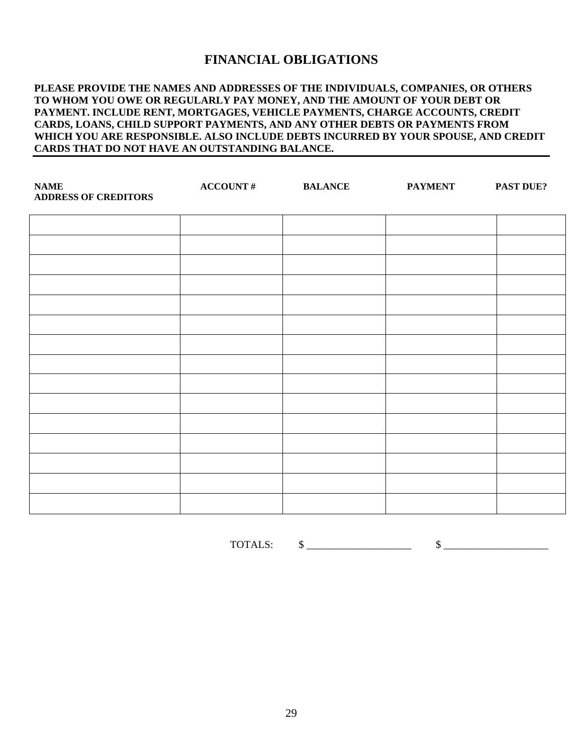# FINANCIAL OBLIGATIONS

**PLEASE PROVIDE THE NAMES AND ADDRESSES OF THE INDIVIDUALS, COMPANIES, OR OTHERS TO WHOM YOU OWE OR REGULARLY PAY MONEY, AND THE AMOUNT OF YOUR DEBT OR PAYMENT. INCLUDE RENT, MORTGAGES, VEHICLE PAYMENTS, CHARGE ACCOUNTS, CREDIT CARDS, LOANS, CHILD SUPPORT PAYMENTS, AND ANY OTHER DEBTS OR PAYMENTS FROM WHICH YOU ARE RESPONSIBLE. ALSO INCLUDE DEBTS INCURRED BY YOUR SPOUSE, AND CREDIT CARDS THAT DO NOT HAVE AN OUTSTANDING BALANCE.**

| NAME ADDRESS OF CREDITORS | ACCOUNT # | BALANCE | PAYMENT | PAST DUE? |
|---|---|---|---|---|
| | | | | |
| | | | | |
| | | | | |
| | | | | |
| | | | | |
| | | | | |
| | | | | |
| | | | | |
| | | | | |
| | | | | |
| | | | | |
| | | | | |
| | | | | |
| | | | | |
| | | | | |

TOTALS: $ ____________________ $ ____________________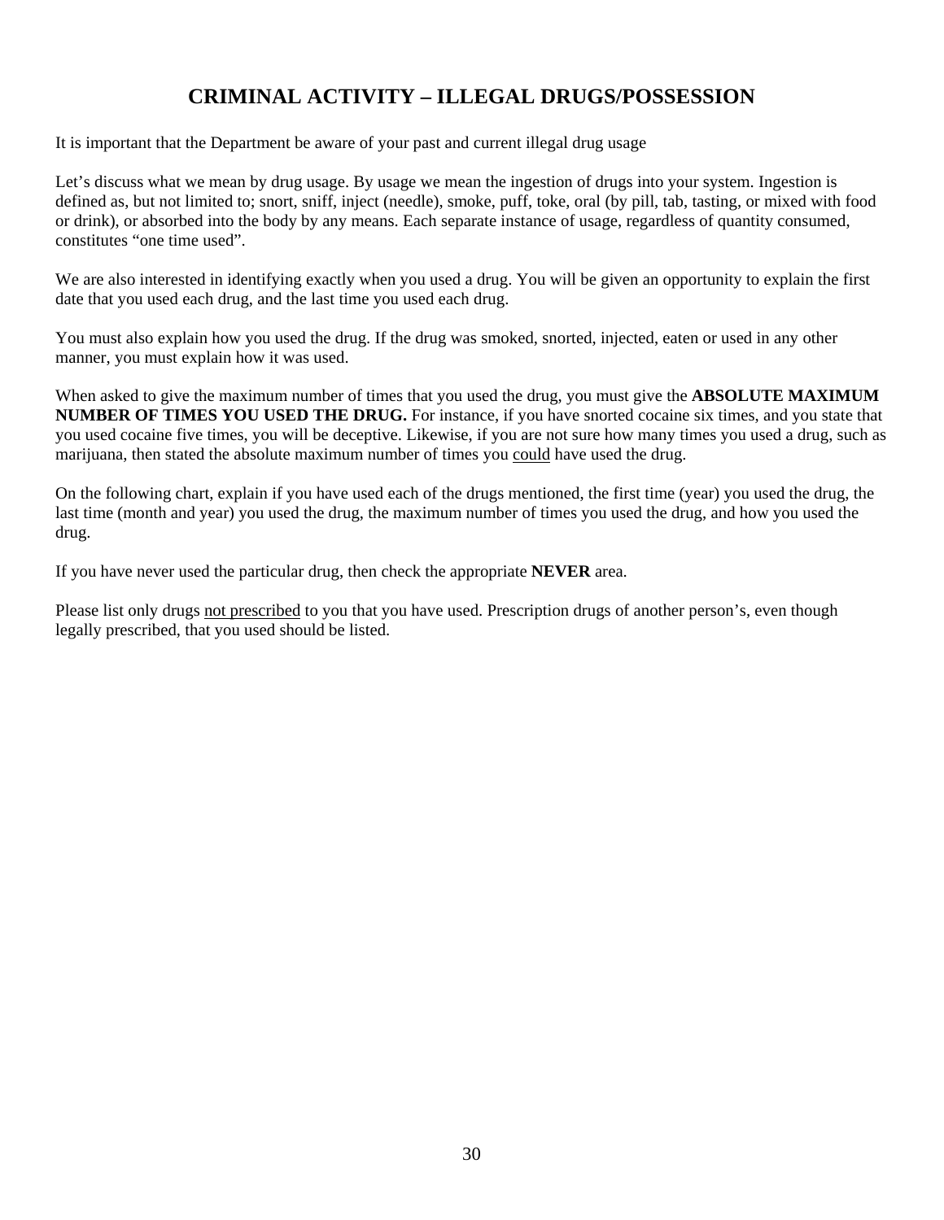# CRIMINAL ACTIVITY – ILLEGAL DRUGS/POSSESSION

It is important that the Department be aware of your past and current illegal drug usage

Let's discuss what we mean by drug usage. By usage we mean the ingestion of drugs into your system. Ingestion is defined as, but not limited to; snort, sniff, inject (needle), smoke, puff, toke, oral (by pill, tab, tasting, or mixed with food or drink), or absorbed into the body by any means. Each separate instance of usage, regardless of quantity consumed, constitutes "one time used".

We are also interested in identifying exactly when you used a drug. You will be given an opportunity to explain the first date that you used each drug, and the last time you used each drug.

You must also explain how you used the drug. If the drug was smoked, snorted, injected, eaten or used in any other manner, you must explain how it was used.

When asked to give the maximum number of times that you used the drug, you must give the **ABSOLUTE MAXIMUM NUMBER OF TIMES YOU USED THE DRUG.** For instance, if you have snorted cocaine six times, and you state that you used cocaine five times, you will be deceptive. Likewise, if you are not sure how many times you used a drug, such as marijuana, then stated the absolute maximum number of times you <u>could</u> have used the drug.

On the following chart, explain if you have used each of the drugs mentioned, the first time (year) you used the drug, the last time (month and year) you used the drug, the maximum number of times you used the drug, and how you used the drug.

If you have never used the particular drug, then check the appropriate **NEVER** area.

Please list only drugs <u>not prescribed</u> to you that you have used. Prescription drugs of another person's, even though legally prescribed, that you used should be listed.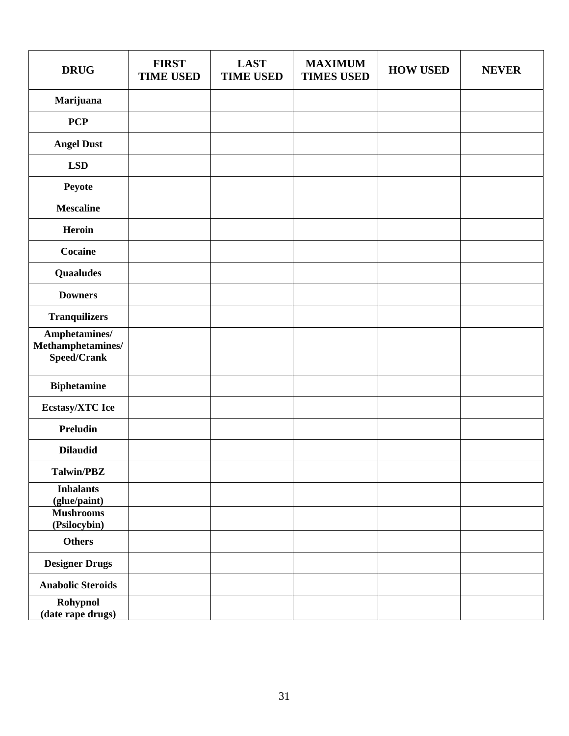| DRUG | FIRST TIME USED | LAST TIME USED | MAXIMUM TIMES USED | HOW USED | NEVER |
| --- | --- | --- | --- | --- | --- |
| **Marijuana** | | | | | |
| **PCP** | | | | | |
| **Angel Dust** | | | | | |
| **LSD** | | | | | |
| **Peyote** | | | | | |
| **Mescaline** | | | | | |
| **Heroin** | | | | | |
| **Cocaine** | | | | | |
| **Quaaludes** | | | | | |
| **Downers** | | | | | |
| **Tranquilizers** | | | | | |
| **Amphetamines/ Methamphetamines/ Speed/Crank** | | | | | |
| **Biphetamine** | | | | | |
| **Ecstasy/XTC Ice** | | | | | |
| **Preludin** | | | | | |
| **Dilaudid** | | | | | |
| **Talwin/PBZ** | | | | | |
| **Inhalants (glue/paint)** | | | | | |
| **Mushrooms (Psilocybin)** | | | | | |
| **Others** | | | | | |
| **Designer Drugs** | | | | | |
| **Anabolic Steroids** | | | | | |
| **Rohypnol (date rape drugs)** | | | | | |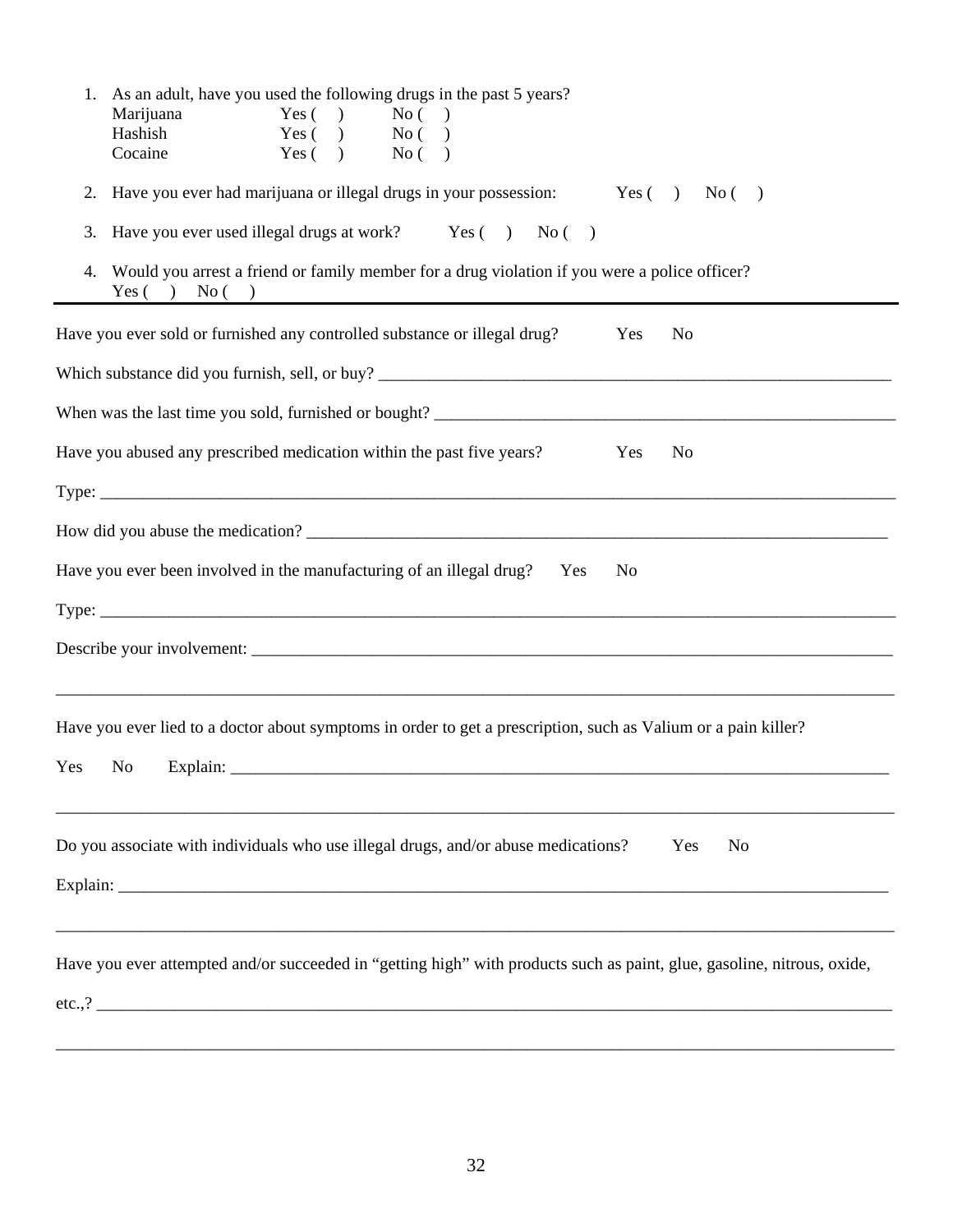1. As an adult, have you used the following drugs in the past 5 years?

| | | |
|---|---|---|
| Marijuana | Yes ( ) | No ( ) |
| Hashish | Yes ( ) | No ( ) |
| Cocaine | Yes ( ) | No ( ) |

2. Have you ever had marijuana or illegal drugs in your possession: Yes ( ) No ( )

3. Have you ever used illegal drugs at work? Yes ( ) No ( )

4. Would you arrest a friend or family member for a drug violation if you were a police officer?
   Yes ( ) No ( )

---

Have you ever sold or furnished any controlled substance or illegal drug? Yes No

Which substance did you furnish, sell, or buy? ______________________________________________________________

When was the last time you sold, furnished or bought? ______________________________________________________

Have you abused any prescribed medication within the past five years? Yes No

Type: ______________________________________________________________________________________

How did you abuse the medication? __________________________________________________________________

Have you ever been involved in the manufacturing of an illegal drug? Yes No

Type: ______________________________________________________________________________________

Describe your involvement: ________________________________________________________________________

______________________________________________________________________________________________

Have you ever lied to a doctor about symptoms in order to get a prescription, such as Valium or a pain killer?

Yes No Explain: ______________________________________________________________________________

______________________________________________________________________________________________

Do you associate with individuals who use illegal drugs, and/or abuse medications? Yes No

Explain: ____________________________________________________________________________________

______________________________________________________________________________________________

Have you ever attempted and/or succeeded in "getting high" with products such as paint, glue, gasoline, nitrous, oxide,

etc.,? _______________________________________________________________________________________

______________________________________________________________________________________________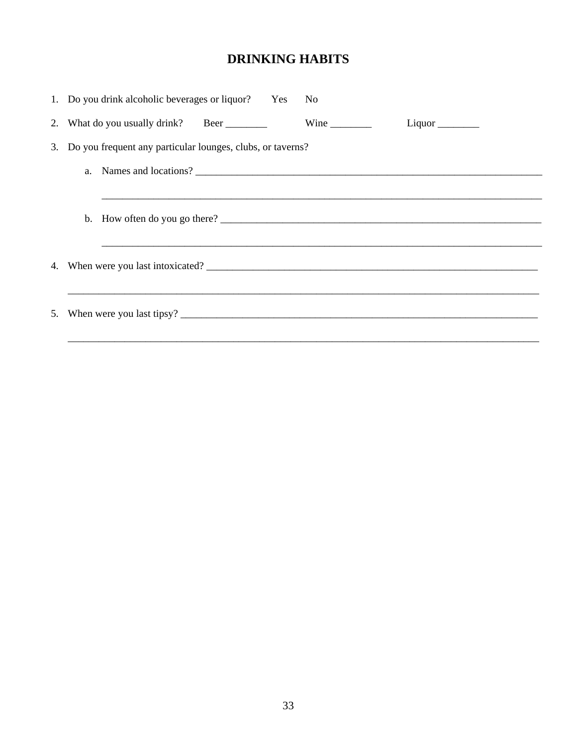# DRINKING HABITS

1. Do you drink alcoholic beverages or liquor? Yes No
2. What do you usually drink? Beer ________ Wine ________ Liquor ________
3. Do you frequent any particular lounges, clubs, or taverns?
   a. Names and locations? ______________________________________________________________________

      ___________________________________________________________________________________
   b. How often do you go there? ________________________________________________________________

      ___________________________________________________________________________________
4. When were you last intoxicated? ______________________________________________________________

   ___________________________________________________________________________________
5. When were you last tipsy? ____________________________________________________________________

   ___________________________________________________________________________________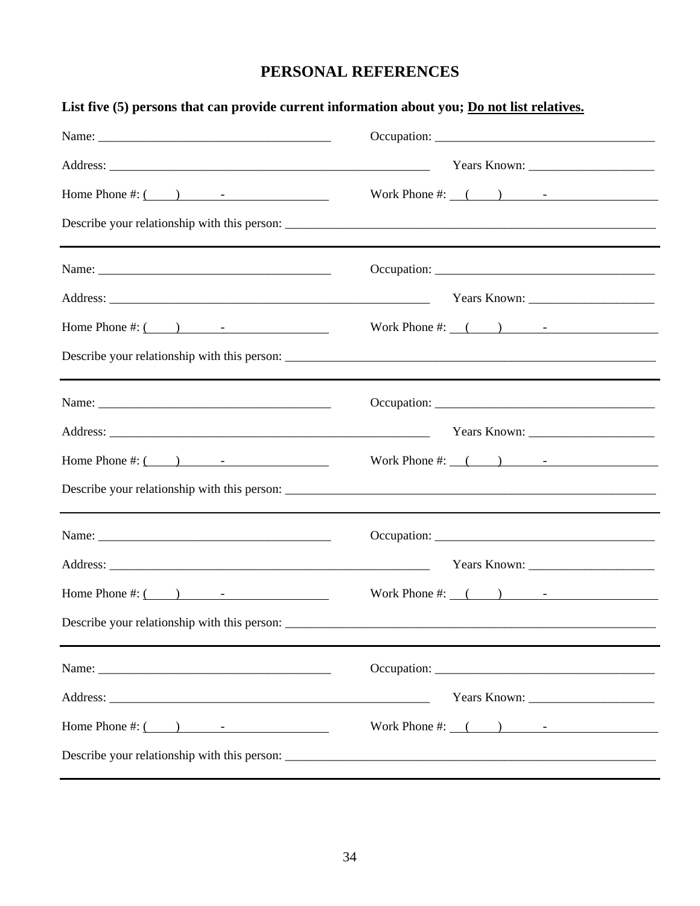# PERSONAL REFERENCES

**List five (5) persons that can provide current information about you; Do not list relatives.**

Name: ____________________________________ Occupation: ____________________________________

Address: ____________________________________________________ Years Known: ____________________

Home Phone #: (      )          -                     Work Phone #: (      )          -

Describe your relationship with this person: ____________________________________________________________

---

Name: ____________________________________ Occupation: ____________________________________

Address: ____________________________________________________ Years Known: ____________________

Home Phone #: (      )          -                     Work Phone #: (      )          -

Describe your relationship with this person: ____________________________________________________________

---

Name: ____________________________________ Occupation: ____________________________________

Address: ____________________________________________________ Years Known: ____________________

Home Phone #: (      )          -                     Work Phone #: (      )          -

Describe your relationship with this person: ____________________________________________________________

---

Name: ____________________________________ Occupation: ____________________________________

Address: ____________________________________________________ Years Known: ____________________

Home Phone #: (      )          -                     Work Phone #: (      )          -

Describe your relationship with this person: ____________________________________________________________

---

Name: ____________________________________ Occupation: ____________________________________

Address: ____________________________________________________ Years Known: ____________________

Home Phone #: (      )          -                     Work Phone #: (      )          -

Describe your relationship with this person: ____________________________________________________________

---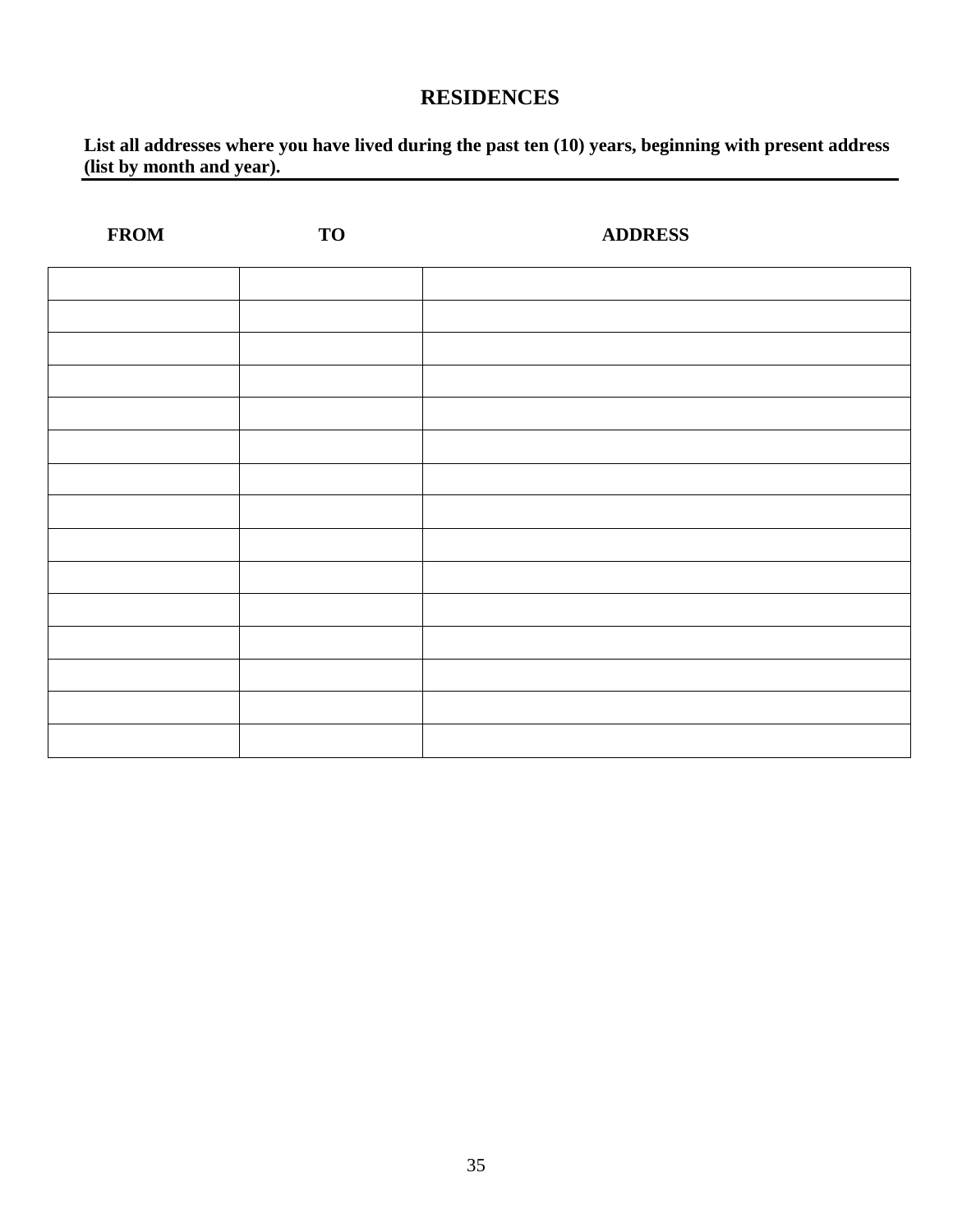# RESIDENCES

**List all addresses where you have lived during the past ten (10) years, beginning with present address (list by month and year).**

| FROM | TO | ADDRESS |
|---|---|---|
| | | |
| | | |
| | | |
| | | |
| | | |
| | | |
| | | |
| | | |
| | | |
| | | |
| | | |
| | | |
| | | |
| | | |
| | | |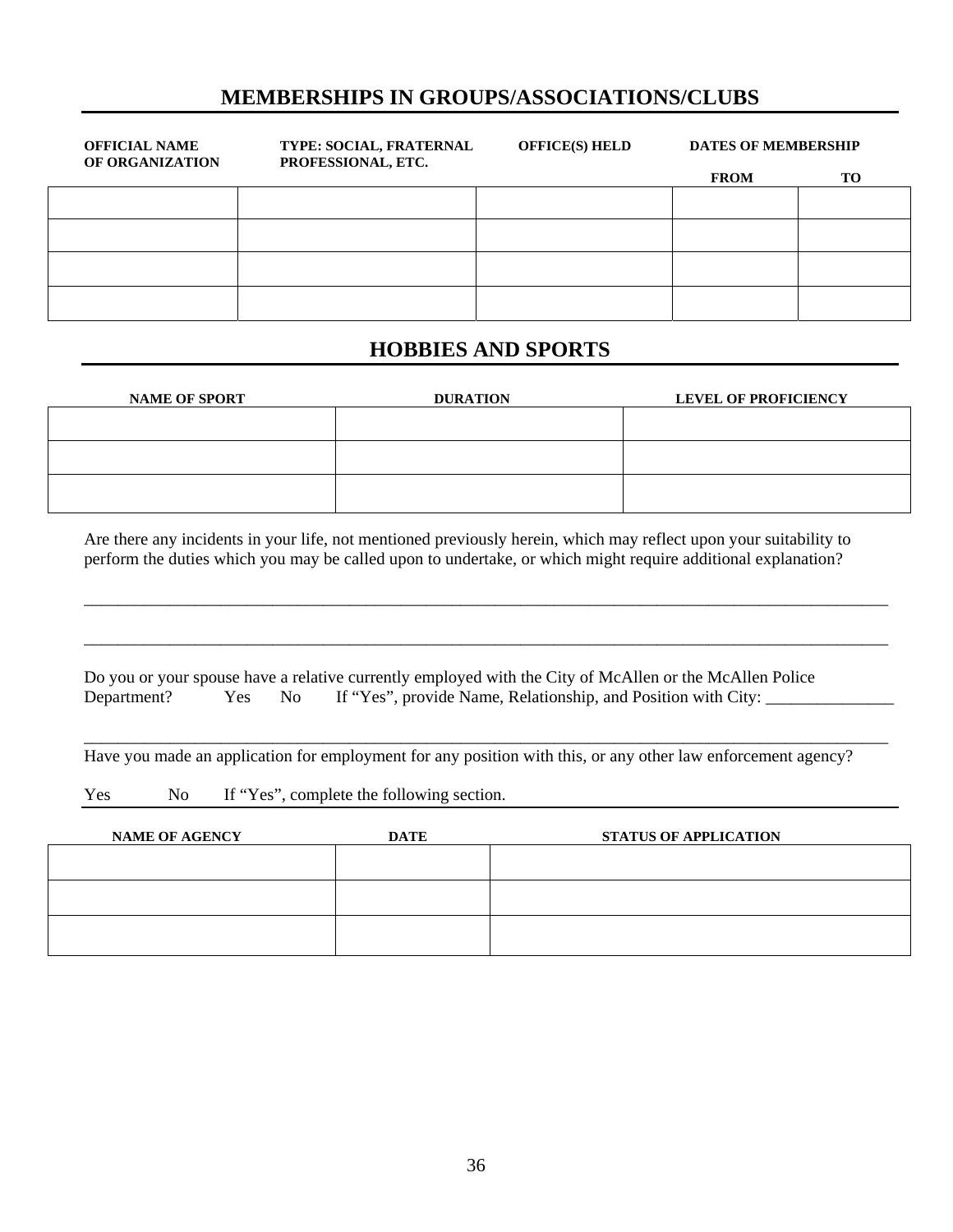## MEMBERSHIPS IN GROUPS/ASSOCIATIONS/CLUBS

| OFFICIAL NAME OF ORGANIZATION | TYPE: SOCIAL, FRATERNAL PROFESSIONAL, ETC. | OFFICE(S) HELD | DATES OF MEMBERSHIP | |
|---|---|---|---|---|
| | | | FROM | TO |
| | | | | |
| | | | | |
| | | | | |
| | | | | |

## HOBBIES AND SPORTS

| NAME OF SPORT | DURATION | LEVEL OF PROFICIENCY |
|---|---|---|
| | | |
| | | |
| | | |

Are there any incidents in your life, not mentioned previously herein, which may reflect upon your suitability to perform the duties which you may be called upon to undertake, or which might require additional explanation?

_____________________________________________________________________________________________

_____________________________________________________________________________________________

Do you or your spouse have a relative currently employed with the City of McAllen or the McAllen Police Department? Yes No If "Yes", provide Name, Relationship, and Position with City: _______________

_____________________________________________________________________________________________

Have you made an application for employment for any position with this, or any other law enforcement agency?

Yes No If "Yes", complete the following section.

| NAME OF AGENCY | DATE | STATUS OF APPLICATION |
|---|---|---|
| | | |
| | | |
| | | |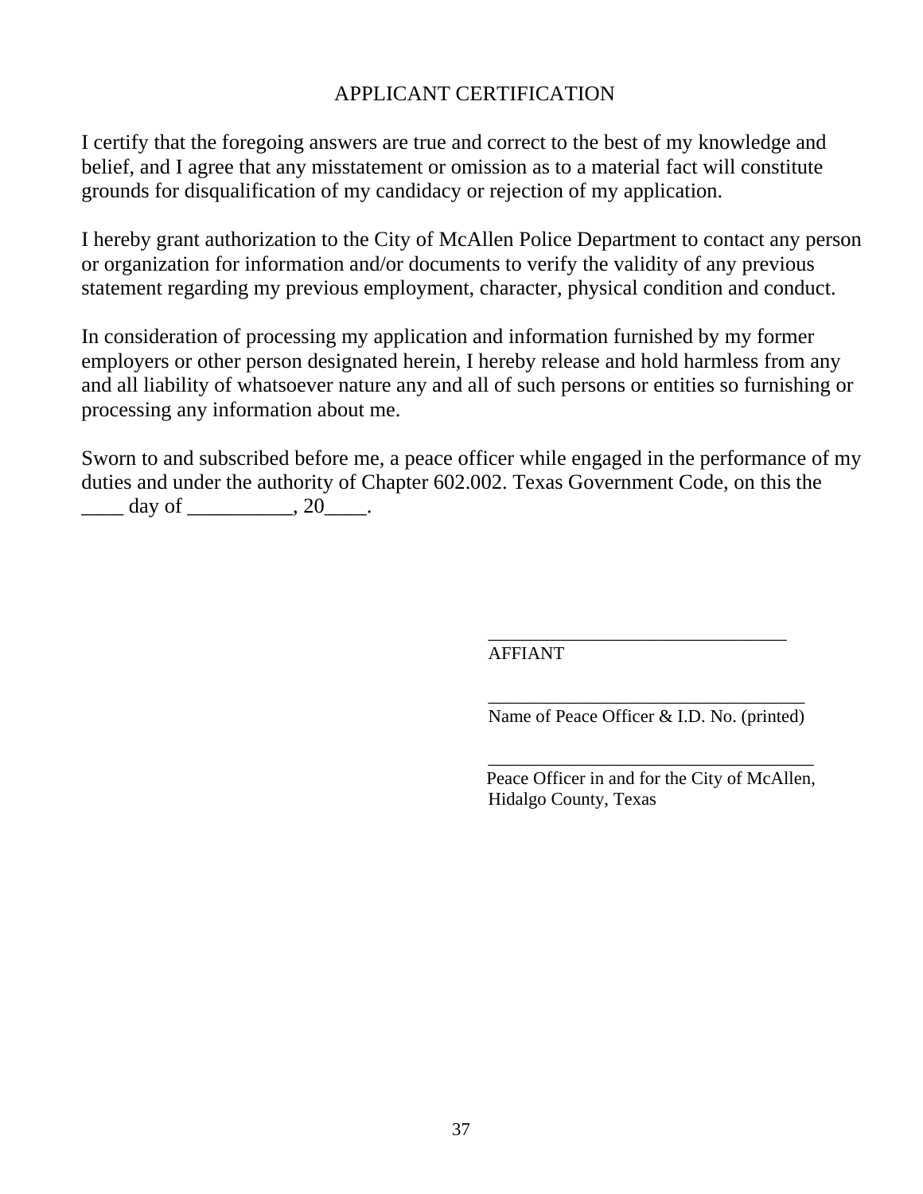# APPLICANT CERTIFICATION

I certify that the foregoing answers are true and correct to the best of my knowledge and belief, and I agree that any misstatement or omission as to a material fact will constitute grounds for disqualification of my candidacy or rejection of my application.

I hereby grant authorization to the City of McAllen Police Department to contact any person or organization for information and/or documents to verify the validity of any previous statement regarding my previous employment, character, physical condition and conduct.

In consideration of processing my application and information furnished by my former employers or other person designated herein, I hereby release and hold harmless from any and all liability of whatsoever nature any and all of such persons or entities so furnishing or processing any information about me.

Sworn to and subscribed before me, a peace officer while engaged in the performance of my duties and under the authority of Chapter 602.002. Texas Government Code, on this the ____ day of __________, 20____.

_______________________________
AFFIANT

_________________________________
Name of Peace Officer & I.D. No. (printed)

__________________________________
Peace Officer in and for the City of McAllen,
Hidalgo County, Texas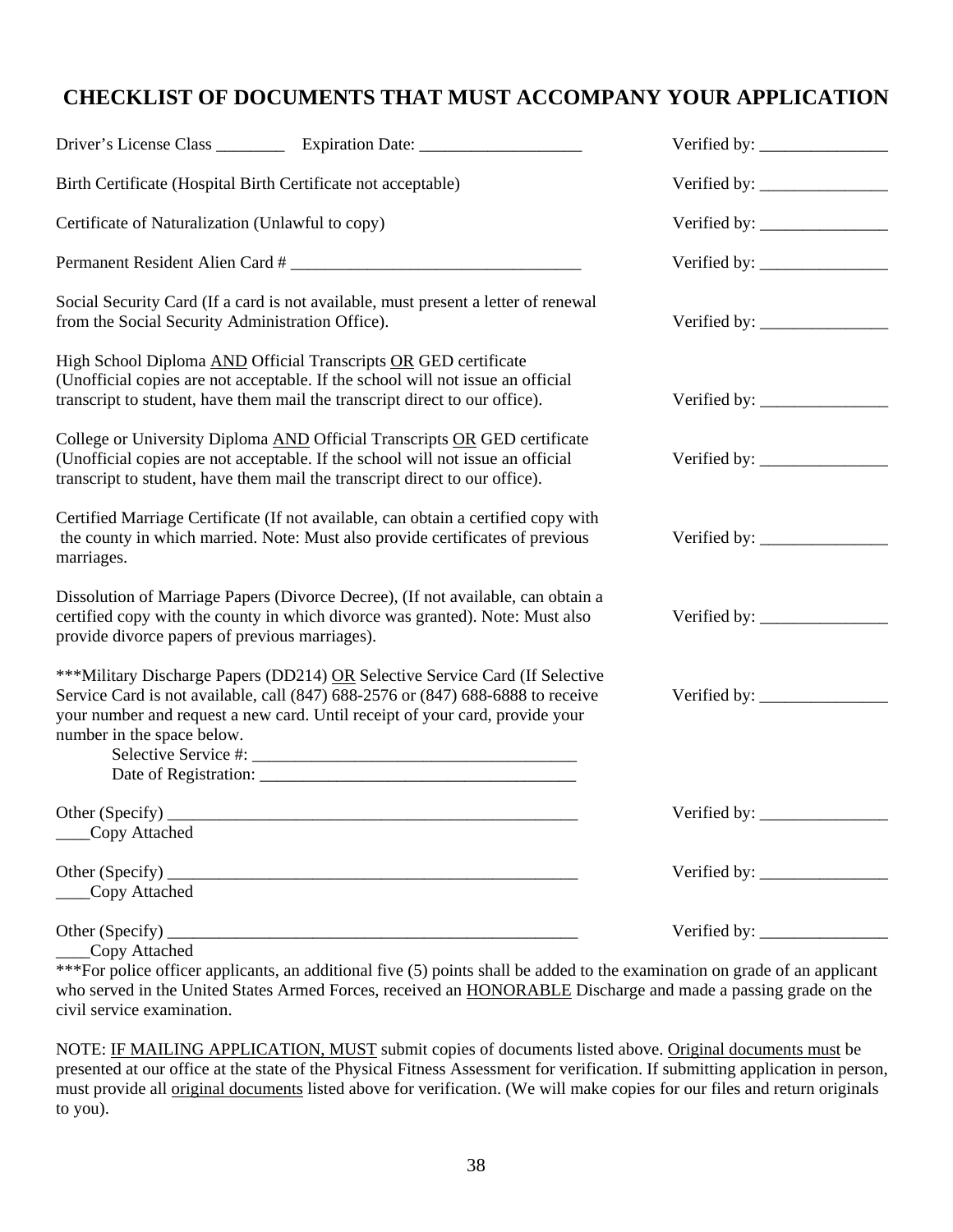# CHECKLIST OF DOCUMENTS THAT MUST ACCOMPANY YOUR APPLICATION

Driver's License Class ________ Expiration Date: ___________________ Verified by: _______________

Birth Certificate (Hospital Birth Certificate not acceptable) Verified by: _______________

Certificate of Naturalization (Unlawful to copy) Verified by: _______________

Permanent Resident Alien Card # __________________________________ Verified by: _______________

Social Security Card (If a card is not available, must present a letter of renewal from the Social Security Administration Office). Verified by: _______________

High School Diploma <u>AND</u> Official Transcripts <u>OR</u> GED certificate (Unofficial copies are not acceptable. If the school will not issue an official transcript to student, have them mail the transcript direct to our office). Verified by: _______________

College or University Diploma <u>AND</u> Official Transcripts <u>OR</u> GED certificate (Unofficial copies are not acceptable. If the school will not issue an official transcript to student, have them mail the transcript direct to our office). Verified by: _______________

Certified Marriage Certificate (If not available, can obtain a certified copy with the county in which married. Note: Must also provide certificates of previous marriages. Verified by: _______________

Dissolution of Marriage Papers (Divorce Decree), (If not available, can obtain a certified copy with the county in which divorce was granted). Note: Must also provide divorce papers of previous marriages). Verified by: _______________

***Military Discharge Papers (DD214) <u>OR</u> Selective Service Card (If Selective Service Card is not available, call (847) 688-2576 or (847) 688-6888 to receive your number and request a new card. Until receipt of your card, provide your number in the space below. Verified by: _______________

Selective Service #: ______________________________________

Date of Registration: _____________________________________

Other (Specify) __________________________________________________ Verified by: _______________

____Copy Attached

Other (Specify) __________________________________________________ Verified by: _______________

____Copy Attached

Other (Specify) __________________________________________________ Verified by: _______________

____Copy Attached

***For police officer applicants, an additional five (5) points shall be added to the examination on grade of an applicant who served in the United States Armed Forces, received an <u>HONORABLE</u> Discharge and made a passing grade on the civil service examination.

NOTE: <u>IF MAILING APPLICATION, MUST</u> submit copies of documents listed above. <u>Original documents must</u> be presented at our office at the state of the Physical Fitness Assessment for verification. If submitting application in person, must provide all <u>original documents</u> listed above for verification. (We will make copies for our files and return originals to you).